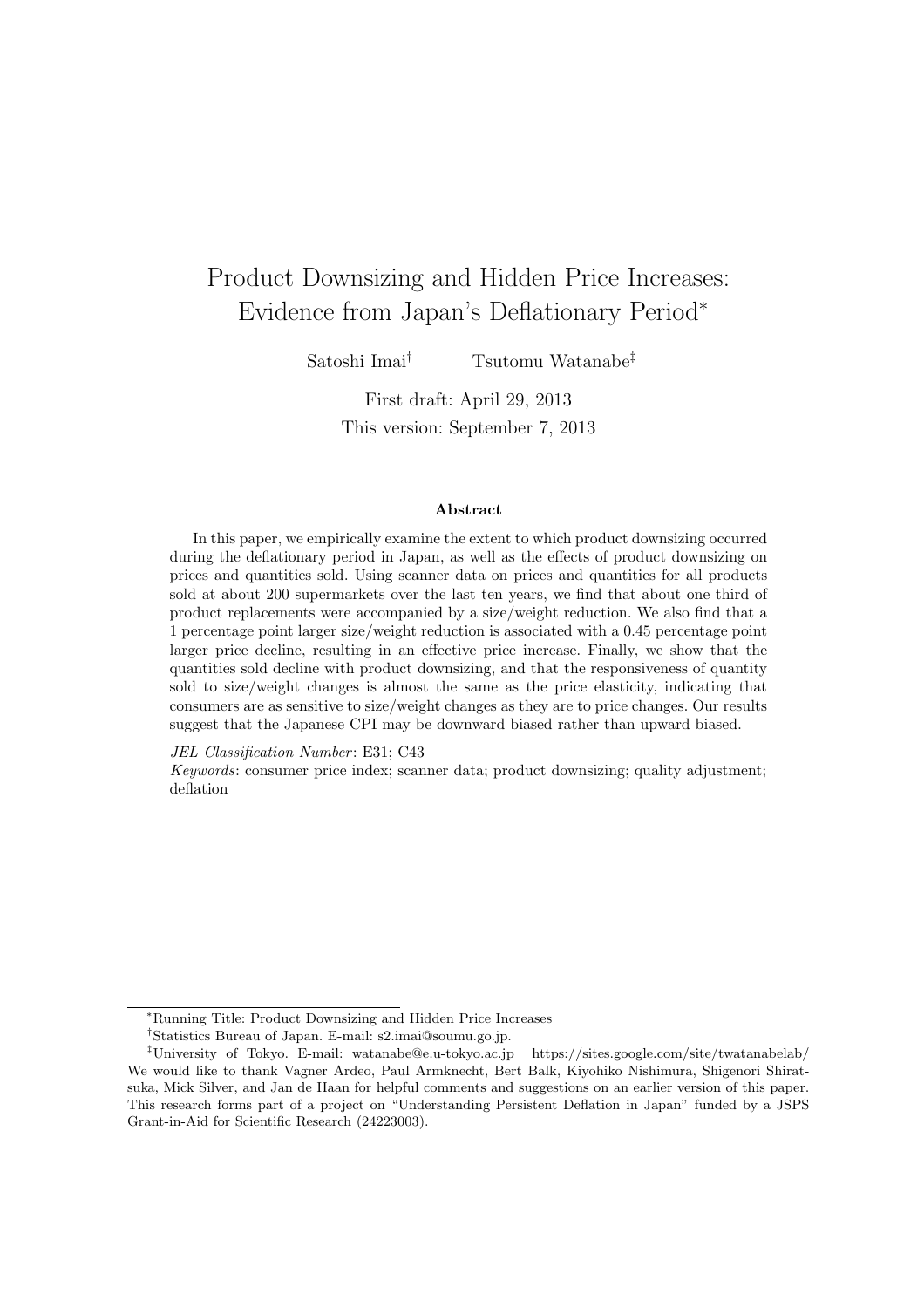# Product Downsizing and Hidden Price Increases: Evidence from Japan's Deflationary Period*

Satoshi Imai[†] Tsutomu Watanabe[‡]

First draft: April 29, 2013

This version: September 7, 2013

### Abstract

In this paper, we empirically examine the extent to which product downsizing occurred during the deflationary period in Japan, as well as the effects of product downsizing on prices and quantities sold. Using scanner data on prices and quantities for all products sold at about 200 supermarkets over the last ten years, we find that about one third of product replacements were accompanied by a size/weight reduction. We also find that a 1 percentage point larger size/weight reduction is associated with a 0.45 percentage point larger price decline, resulting in an effective price increase. Finally, we show that the quantities sold decline with product downsizing, and that the responsiveness of quantity sold to size/weight changes is almost the same as the price elasticity, indicating that consumers are as sensitive to size/weight changes as they are to price changes. Our results suggest that the Japanese CPI may be downward biased rather than upward biased.

*JEL Classification Number*: E31; C43

*Keywords*: consumer price index; scanner data; product downsizing; quality adjustment; deflation

---

*Running Title: Product Downsizing and Hidden Price Increases

[†]Statistics Bureau of Japan. E-mail: s2.imai@soumu.go.jp.

[‡]University of Tokyo. E-mail: watanabe@e.u-tokyo.ac.jp https://sites.google.com/site/twatanabelab/ We would like to thank Vagner Ardeo, Paul Armknecht, Bert Balk, Kiyohiko Nishimura, Shigenori Shiratsuka, Mick Silver, and Jan de Haan for helpful comments and suggestions on an earlier version of this paper. This research forms part of a project on "Understanding Persistent Deflation in Japan" funded by a JSPS Grant-in-Aid for Scientific Research (24223003).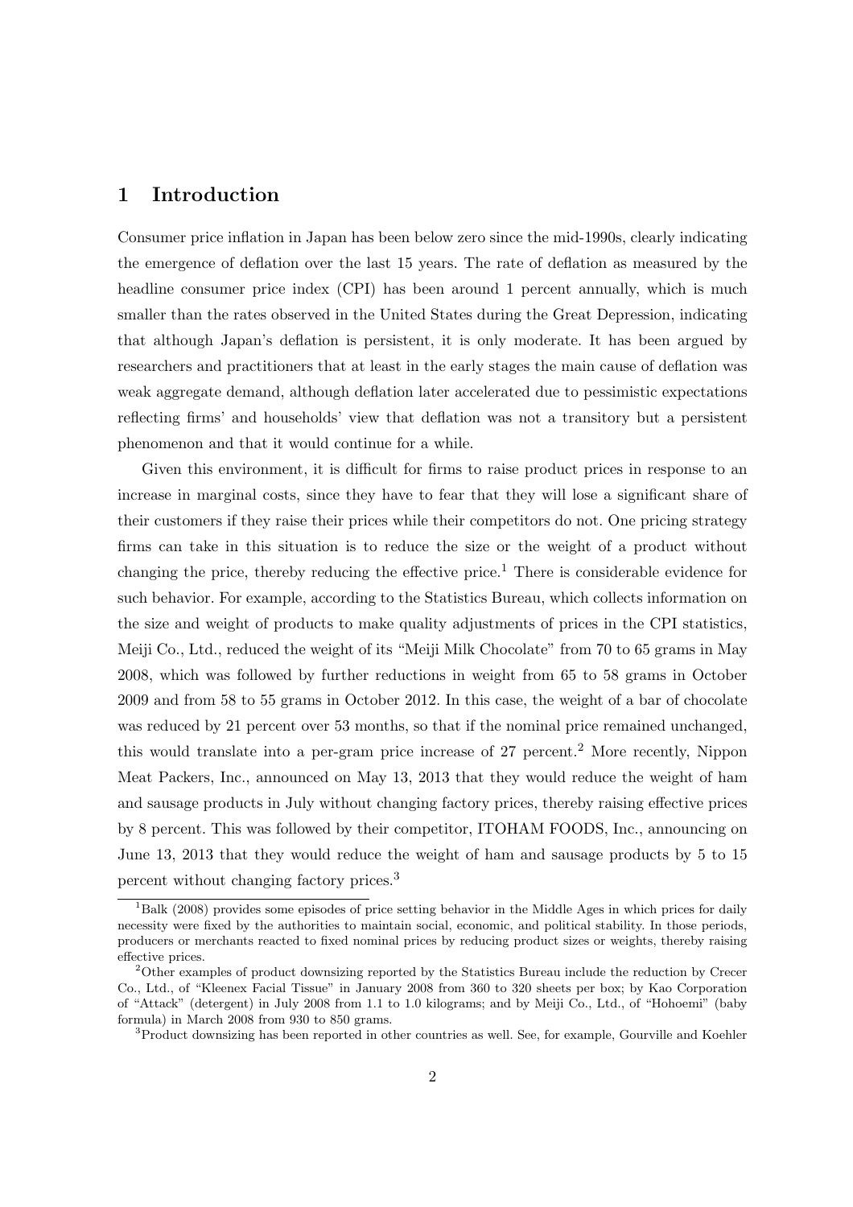# 1 Introduction

Consumer price inflation in Japan has been below zero since the mid-1990s, clearly indicating the emergence of deflation over the last 15 years. The rate of deflation as measured by the headline consumer price index (CPI) has been around 1 percent annually, which is much smaller than the rates observed in the United States during the Great Depression, indicating that although Japan's deflation is persistent, it is only moderate. It has been argued by researchers and practitioners that at least in the early stages the main cause of deflation was weak aggregate demand, although deflation later accelerated due to pessimistic expectations reflecting firms' and households' view that deflation was not a transitory but a persistent phenomenon and that it would continue for a while.

Given this environment, it is difficult for firms to raise product prices in response to an increase in marginal costs, since they have to fear that they will lose a significant share of their customers if they raise their prices while their competitors do not. One pricing strategy firms can take in this situation is to reduce the size or the weight of a product without changing the price, thereby reducing the effective price.[1] There is considerable evidence for such behavior. For example, according to the Statistics Bureau, which collects information on the size and weight of products to make quality adjustments of prices in the CPI statistics, Meiji Co., Ltd., reduced the weight of its "Meiji Milk Chocolate" from 70 to 65 grams in May 2008, which was followed by further reductions in weight from 65 to 58 grams in October 2009 and from 58 to 55 grams in October 2012. In this case, the weight of a bar of chocolate was reduced by 21 percent over 53 months, so that if the nominal price remained unchanged, this would translate into a per-gram price increase of 27 percent.[2] More recently, Nippon Meat Packers, Inc., announced on May 13, 2013 that they would reduce the weight of ham and sausage products in July without changing factory prices, thereby raising effective prices by 8 percent. This was followed by their competitor, ITOHAM FOODS, Inc., announcing on June 13, 2013 that they would reduce the weight of ham and sausage products by 5 to 15 percent without changing factory prices.[3]

[1] Balk (2008) provides some episodes of price setting behavior in the Middle Ages in which prices for daily necessity were fixed by the authorities to maintain social, economic, and political stability. In those periods, producers or merchants reacted to fixed nominal prices by reducing product sizes or weights, thereby raising effective prices.

[2] Other examples of product downsizing reported by the Statistics Bureau include the reduction by Crecer Co., Ltd., of "Kleenex Facial Tissue" in January 2008 from 360 to 320 sheets per box; by Kao Corporation of "Attack" (detergent) in July 2008 from 1.1 to 1.0 kilograms; and by Meiji Co., Ltd., of "Hohoemi" (baby formula) in March 2008 from 930 to 850 grams.

[3] Product downsizing has been reported in other countries as well. See, for example, Gourville and Koehler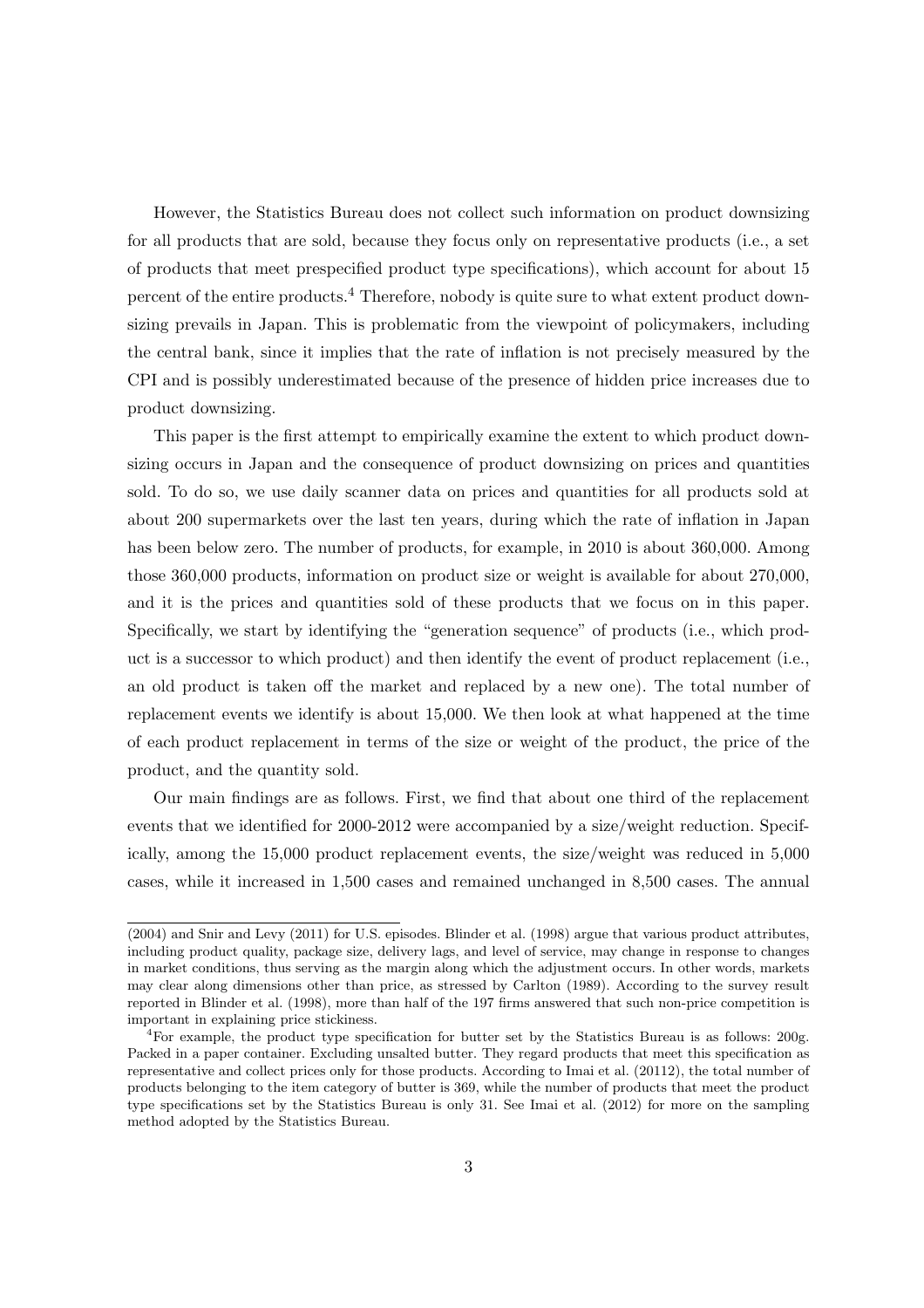However, the Statistics Bureau does not collect such information on product downsizing for all products that are sold, because they focus only on representative products (i.e., a set of products that meet prespecified product type specifications), which account for about 15 percent of the entire products.[4] Therefore, nobody is quite sure to what extent product downsizing prevails in Japan. This is problematic from the viewpoint of policymakers, including the central bank, since it implies that the rate of inflation is not precisely measured by the CPI and is possibly underestimated because of the presence of hidden price increases due to product downsizing.

This paper is the first attempt to empirically examine the extent to which product downsizing occurs in Japan and the consequence of product downsizing on prices and quantities sold. To do so, we use daily scanner data on prices and quantities for all products sold at about 200 supermarkets over the last ten years, during which the rate of inflation in Japan has been below zero. The number of products, for example, in 2010 is about 360,000. Among those 360,000 products, information on product size or weight is available for about 270,000, and it is the prices and quantities sold of these products that we focus on in this paper. Specifically, we start by identifying the "generation sequence" of products (i.e., which product is a successor to which product) and then identify the event of product replacement (i.e., an old product is taken off the market and replaced by a new one). The total number of replacement events we identify is about 15,000. We then look at what happened at the time of each product replacement in terms of the size or weight of the product, the price of the product, and the quantity sold.

Our main findings are as follows. First, we find that about one third of the replacement events that we identified for 2000-2012 were accompanied by a size/weight reduction. Specifically, among the 15,000 product replacement events, the size/weight was reduced in 5,000 cases, while it increased in 1,500 cases and remained unchanged in 8,500 cases. The annual

---

(2004) and Snir and Levy (2011) for U.S. episodes. Blinder et al. (1998) argue that various product attributes, including product quality, package size, delivery lags, and level of service, may change in response to changes in market conditions, thus serving as the margin along which the adjustment occurs. In other words, markets may clear along dimensions other than price, as stressed by Carlton (1989). According to the survey result reported in Blinder et al. (1998), more than half of the 197 firms answered that such non-price competition is important in explaining price stickiness.

[4]For example, the product type specification for butter set by the Statistics Bureau is as follows: 200g. Packed in a paper container. Excluding unsalted butter. They regard products that meet this specification as representative and collect prices only for those products. According to Imai et al. (20112), the total number of products belonging to the item category of butter is 369, while the number of products that meet the product type specifications set by the Statistics Bureau is only 31. See Imai et al. (2012) for more on the sampling method adopted by the Statistics Bureau.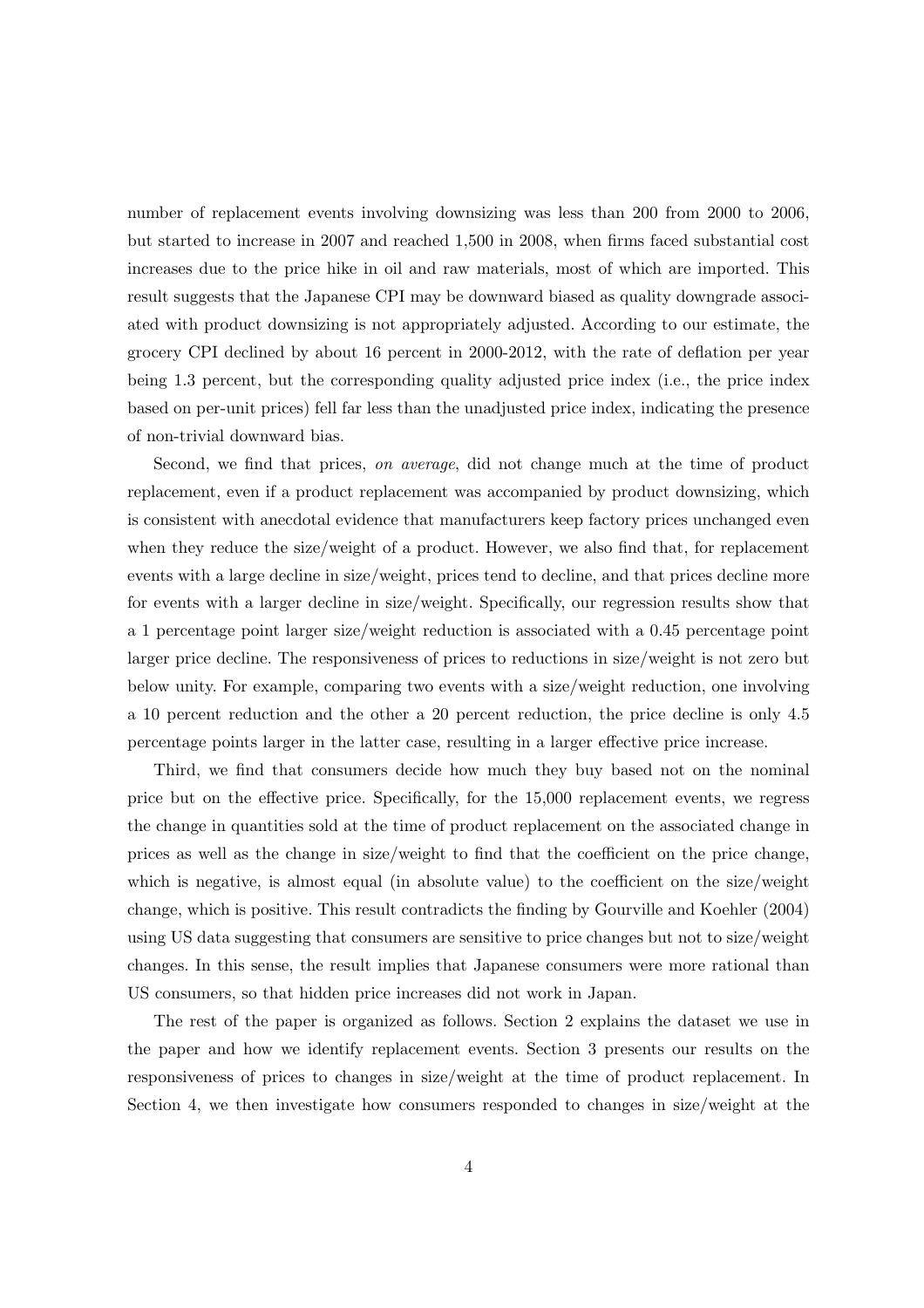number of replacement events involving downsizing was less than 200 from 2000 to 2006, but started to increase in 2007 and reached 1,500 in 2008, when firms faced substantial cost increases due to the price hike in oil and raw materials, most of which are imported. This result suggests that the Japanese CPI may be downward biased as quality downgrade associated with product downsizing is not appropriately adjusted. According to our estimate, the grocery CPI declined by about 16 percent in 2000-2012, with the rate of deflation per year being 1.3 percent, but the corresponding quality adjusted price index (i.e., the price index based on per-unit prices) fell far less than the unadjusted price index, indicating the presence of non-trivial downward bias.

Second, we find that prices, *on average*, did not change much at the time of product replacement, even if a product replacement was accompanied by product downsizing, which is consistent with anecdotal evidence that manufacturers keep factory prices unchanged even when they reduce the size/weight of a product. However, we also find that, for replacement events with a large decline in size/weight, prices tend to decline, and that prices decline more for events with a larger decline in size/weight. Specifically, our regression results show that a 1 percentage point larger size/weight reduction is associated with a 0.45 percentage point larger price decline. The responsiveness of prices to reductions in size/weight is not zero but below unity. For example, comparing two events with a size/weight reduction, one involving a 10 percent reduction and the other a 20 percent reduction, the price decline is only 4.5 percentage points larger in the latter case, resulting in a larger effective price increase.

Third, we find that consumers decide how much they buy based not on the nominal price but on the effective price. Specifically, for the 15,000 replacement events, we regress the change in quantities sold at the time of product replacement on the associated change in prices as well as the change in size/weight to find that the coefficient on the price change, which is negative, is almost equal (in absolute value) to the coefficient on the size/weight change, which is positive. This result contradicts the finding by Gourville and Koehler (2004) using US data suggesting that consumers are sensitive to price changes but not to size/weight changes. In this sense, the result implies that Japanese consumers were more rational than US consumers, so that hidden price increases did not work in Japan.

The rest of the paper is organized as follows. Section 2 explains the dataset we use in the paper and how we identify replacement events. Section 3 presents our results on the responsiveness of prices to changes in size/weight at the time of product replacement. In Section 4, we then investigate how consumers responded to changes in size/weight at the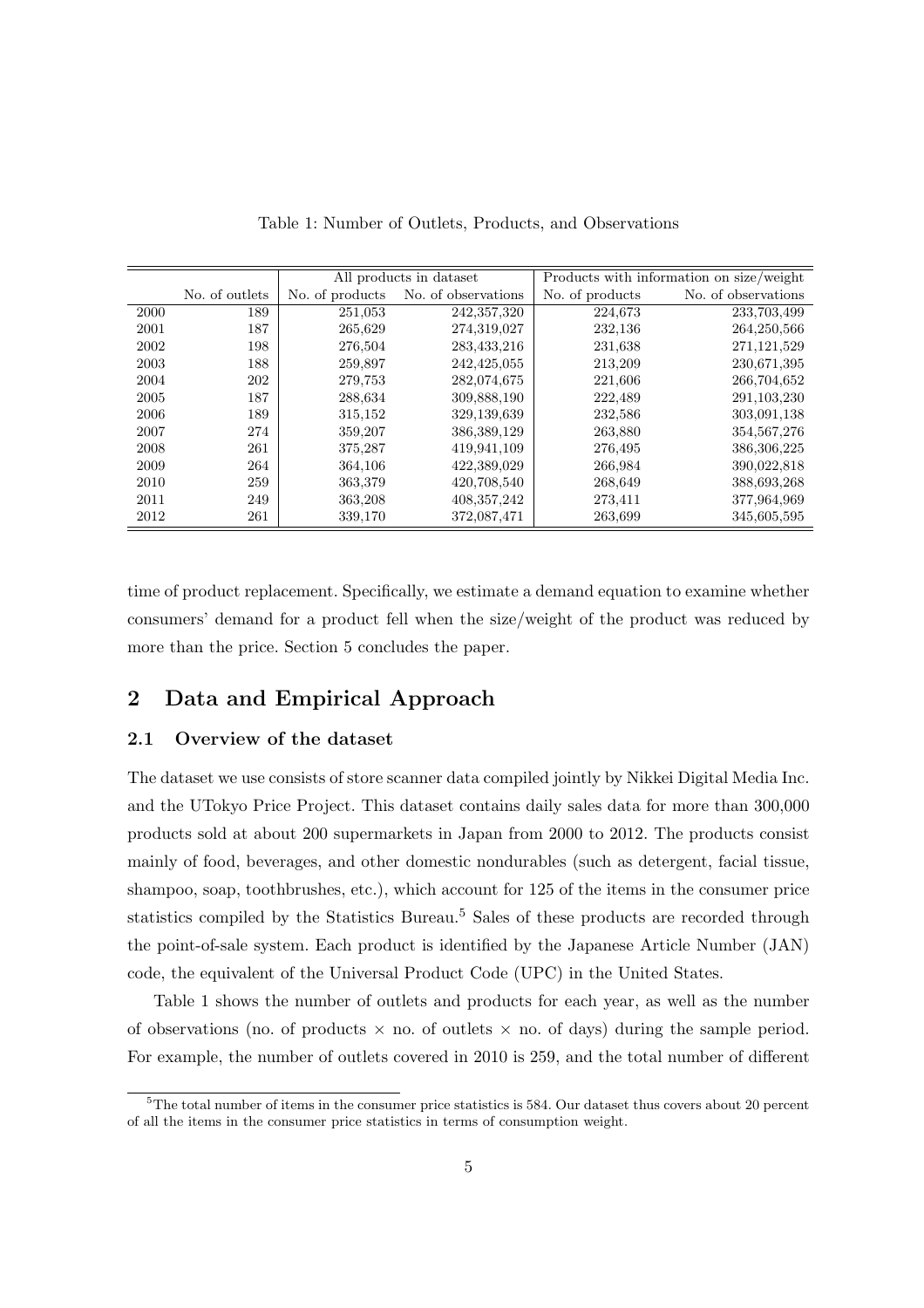Table 1: Number of Outlets, Products, and Observations

| | | All products in dataset | | Products with information on size/weight | |
|---|---|---|---|---|---|
| | No. of outlets | No. of products | No. of observations | No. of products | No. of observations |
| 2000 | 189 | 251,053 | 242,357,320 | 224,673 | 233,703,499 |
| 2001 | 187 | 265,629 | 274,319,027 | 232,136 | 264,250,566 |
| 2002 | 198 | 276,504 | 283,433,216 | 231,638 | 271,121,529 |
| 2003 | 188 | 259,897 | 242,425,055 | 213,209 | 230,671,395 |
| 2004 | 202 | 279,753 | 282,074,675 | 221,606 | 266,704,652 |
| 2005 | 187 | 288,634 | 309,888,190 | 222,489 | 291,103,230 |
| 2006 | 189 | 315,152 | 329,139,639 | 232,586 | 303,091,138 |
| 2007 | 274 | 359,207 | 386,389,129 | 263,880 | 354,567,276 |
| 2008 | 261 | 375,287 | 419,941,109 | 276,495 | 386,306,225 |
| 2009 | 264 | 364,106 | 422,389,029 | 266,984 | 390,022,818 |
| 2010 | 259 | 363,379 | 420,708,540 | 268,649 | 388,693,268 |
| 2011 | 249 | 363,208 | 408,357,242 | 273,411 | 377,964,969 |
| 2012 | 261 | 339,170 | 372,087,471 | 263,699 | 345,605,595 |

time of product replacement. Specifically, we estimate a demand equation to examine whether consumers' demand for a product fell when the size/weight of the product was reduced by more than the price. Section 5 concludes the paper.

## 2 Data and Empirical Approach

### 2.1 Overview of the dataset

The dataset we use consists of store scanner data compiled jointly by Nikkei Digital Media Inc. and the UTokyo Price Project. This dataset contains daily sales data for more than 300,000 products sold at about 200 supermarkets in Japan from 2000 to 2012. The products consist mainly of food, beverages, and other domestic nondurables (such as detergent, facial tissue, shampoo, soap, toothbrushes, etc.), which account for 125 of the items in the consumer price statistics compiled by the Statistics Bureau.[5] Sales of these products are recorded through the point-of-sale system. Each product is identified by the Japanese Article Number (JAN) code, the equivalent of the Universal Product Code (UPC) in the United States.

Table 1 shows the number of outlets and products for each year, as well as the number of observations (no. of products $\times$ no. of outlets $\times$ no. of days) during the sample period. For example, the number of outlets covered in 2010 is 259, and the total number of different

[5] The total number of items in the consumer price statistics is 584. Our dataset thus covers about 20 percent of all the items in the consumer price statistics in terms of consumption weight.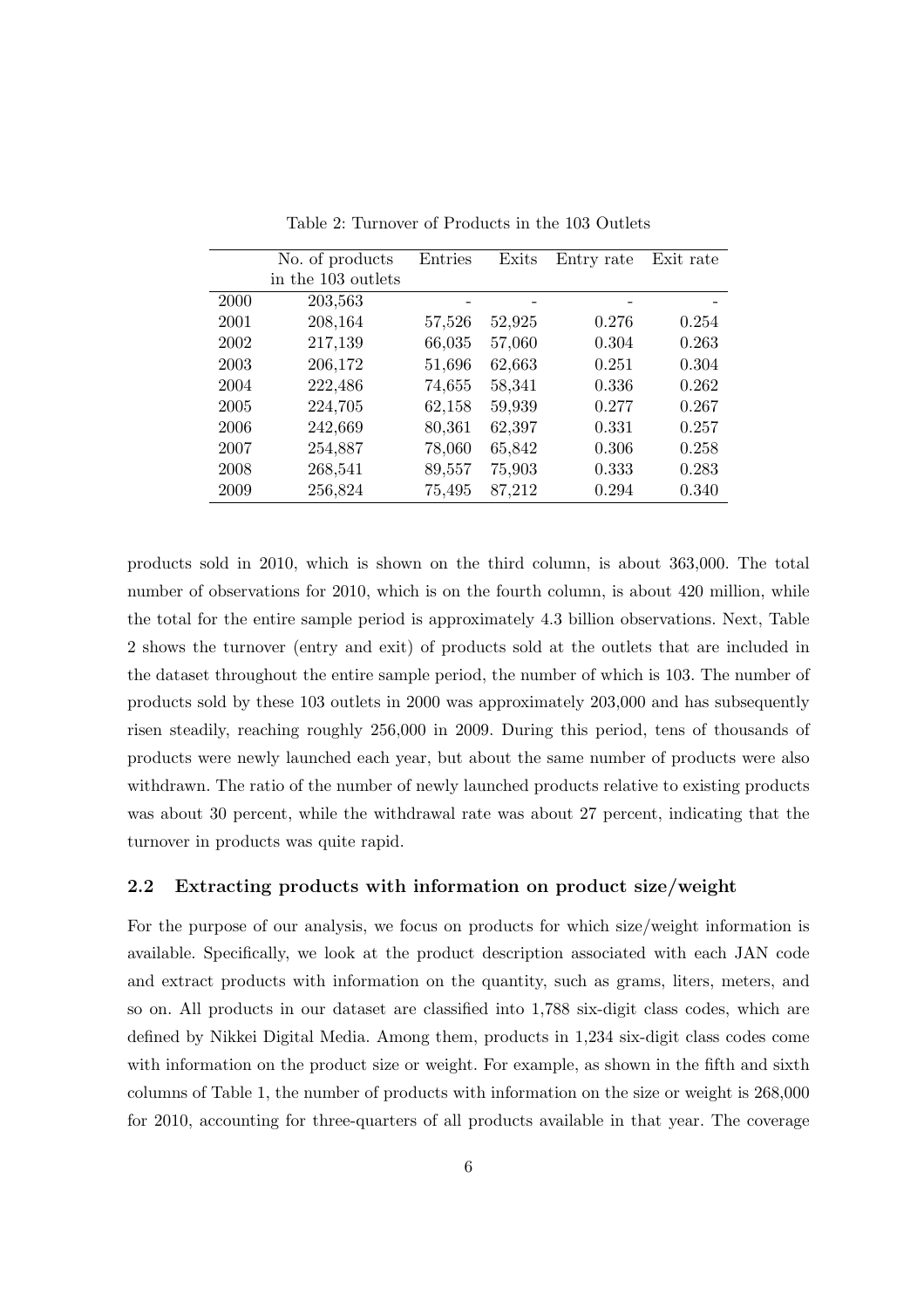Table 2: Turnover of Products in the 103 Outlets

| | No. of products in the 103 outlets | Entries | Exits | Entry rate | Exit rate |
|---|---|---|---|---|---|
| 2000 | 203,563 | - | - | - | - |
| 2001 | 208,164 | 57,526 | 52,925 | 0.276 | 0.254 |
| 2002 | 217,139 | 66,035 | 57,060 | 0.304 | 0.263 |
| 2003 | 206,172 | 51,696 | 62,663 | 0.251 | 0.304 |
| 2004 | 222,486 | 74,655 | 58,341 | 0.336 | 0.262 |
| 2005 | 224,705 | 62,158 | 59,939 | 0.277 | 0.267 |
| 2006 | 242,669 | 80,361 | 62,397 | 0.331 | 0.257 |
| 2007 | 254,887 | 78,060 | 65,842 | 0.306 | 0.258 |
| 2008 | 268,541 | 89,557 | 75,903 | 0.333 | 0.283 |
| 2009 | 256,824 | 75,495 | 87,212 | 0.294 | 0.340 |

products sold in 2010, which is shown on the third column, is about 363,000. The total number of observations for 2010, which is on the fourth column, is about 420 million, while the total for the entire sample period is approximately 4.3 billion observations. Next, Table 2 shows the turnover (entry and exit) of products sold at the outlets that are included in the dataset throughout the entire sample period, the number of which is 103. The number of products sold by these 103 outlets in 2000 was approximately 203,000 and has subsequently risen steadily, reaching roughly 256,000 in 2009. During this period, tens of thousands of products were newly launched each year, but about the same number of products were also withdrawn. The ratio of the number of newly launched products relative to existing products was about 30 percent, while the withdrawal rate was about 27 percent, indicating that the turnover in products was quite rapid.

### 2.2 Extracting products with information on product size/weight

For the purpose of our analysis, we focus on products for which size/weight information is available. Specifically, we look at the product description associated with each JAN code and extract products with information on the quantity, such as grams, liters, meters, and so on. All products in our dataset are classified into 1,788 six-digit class codes, which are defined by Nikkei Digital Media. Among them, products in 1,234 six-digit class codes come with information on the product size or weight. For example, as shown in the fifth and sixth columns of Table 1, the number of products with information on the size or weight is 268,000 for 2010, accounting for three-quarters of all products available in that year. The coverage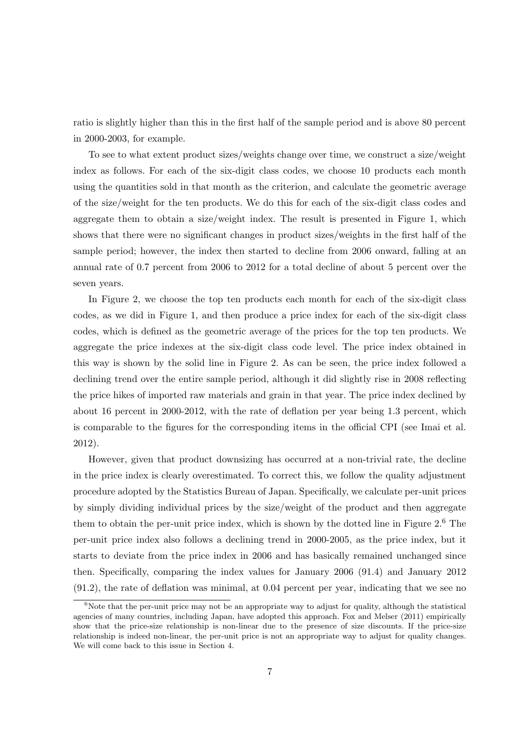ratio is slightly higher than this in the first half of the sample period and is above 80 percent in 2000-2003, for example.

To see to what extent product sizes/weights change over time, we construct a size/weight index as follows. For each of the six-digit class codes, we choose 10 products each month using the quantities sold in that month as the criterion, and calculate the geometric average of the size/weight for the ten products. We do this for each of the six-digit class codes and aggregate them to obtain a size/weight index. The result is presented in Figure 1, which shows that there were no significant changes in product sizes/weights in the first half of the sample period; however, the index then started to decline from 2006 onward, falling at an annual rate of 0.7 percent from 2006 to 2012 for a total decline of about 5 percent over the seven years.

In Figure 2, we choose the top ten products each month for each of the six-digit class codes, as we did in Figure 1, and then produce a price index for each of the six-digit class codes, which is defined as the geometric average of the prices for the top ten products. We aggregate the price indexes at the six-digit class code level. The price index obtained in this way is shown by the solid line in Figure 2. As can be seen, the price index followed a declining trend over the entire sample period, although it did slightly rise in 2008 reflecting the price hikes of imported raw materials and grain in that year. The price index declined by about 16 percent in 2000-2012, with the rate of deflation per year being 1.3 percent, which is comparable to the figures for the corresponding items in the official CPI (see Imai et al. 2012).

However, given that product downsizing has occurred at a non-trivial rate, the decline in the price index is clearly overestimated. To correct this, we follow the quality adjustment procedure adopted by the Statistics Bureau of Japan. Specifically, we calculate per-unit prices by simply dividing individual prices by the size/weight of the product and then aggregate them to obtain the per-unit price index, which is shown by the dotted line in Figure 2.[6] The per-unit price index also follows a declining trend in 2000-2005, as the price index, but it starts to deviate from the price index in 2006 and has basically remained unchanged since then. Specifically, comparing the index values for January 2006 (91.4) and January 2012 (91.2), the rate of deflation was minimal, at 0.04 percent per year, indicating that we see no

[6] Note that the per-unit price may not be an appropriate way to adjust for quality, although the statistical agencies of many countries, including Japan, have adopted this approach. Fox and Melser (2011) empirically show that the price-size relationship is non-linear due to the presence of size discounts. If the price-size relationship is indeed non-linear, the per-unit price is not an appropriate way to adjust for quality changes. We will come back to this issue in Section 4.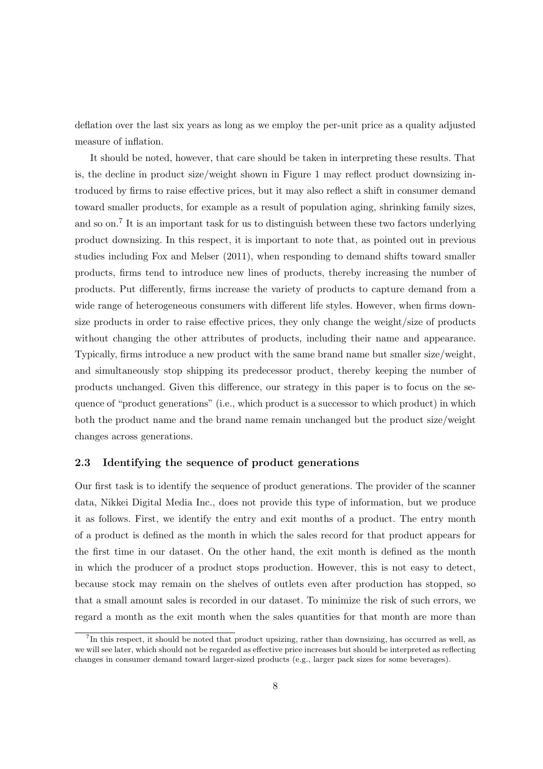deflation over the last six years as long as we employ the per-unit price as a quality adjusted measure of inflation.

It should be noted, however, that care should be taken in interpreting these results. That is, the decline in product size/weight shown in Figure 1 may reflect product downsizing introduced by firms to raise effective prices, but it may also reflect a shift in consumer demand toward smaller products, for example as a result of population aging, shrinking family sizes, and so on.[7] It is an important task for us to distinguish between these two factors underlying product downsizing. In this respect, it is important to note that, as pointed out in previous studies including Fox and Melser (2011), when responding to demand shifts toward smaller products, firms tend to introduce new lines of products, thereby increasing the number of products. Put differently, firms increase the variety of products to capture demand from a wide range of heterogeneous consumers with different life styles. However, when firms downsize products in order to raise effective prices, they only change the weight/size of products without changing the other attributes of products, including their name and appearance. Typically, firms introduce a new product with the same brand name but smaller size/weight, and simultaneously stop shipping its predecessor product, thereby keeping the number of products unchanged. Given this difference, our strategy in this paper is to focus on the sequence of "product generations" (i.e., which product is a successor to which product) in which both the product name and the brand name remain unchanged but the product size/weight changes across generations.

### 2.3 Identifying the sequence of product generations

Our first task is to identify the sequence of product generations. The provider of the scanner data, Nikkei Digital Media Inc., does not provide this type of information, but we produce it as follows. First, we identify the entry and exit months of a product. The entry month of a product is defined as the month in which the sales record for that product appears for the first time in our dataset. On the other hand, the exit month is defined as the month in which the producer of a product stops production. However, this is not easy to detect, because stock may remain on the shelves of outlets even after production has stopped, so that a small amount sales is recorded in our dataset. To minimize the risk of such errors, we regard a month as the exit month when the sales quantities for that month are more than

[7] In this respect, it should be noted that product upsizing, rather than downsizing, has occurred as well, as we will see later, which should not be regarded as effective price increases but should be interpreted as reflecting changes in consumer demand toward larger-sized products (e.g., larger pack sizes for some beverages).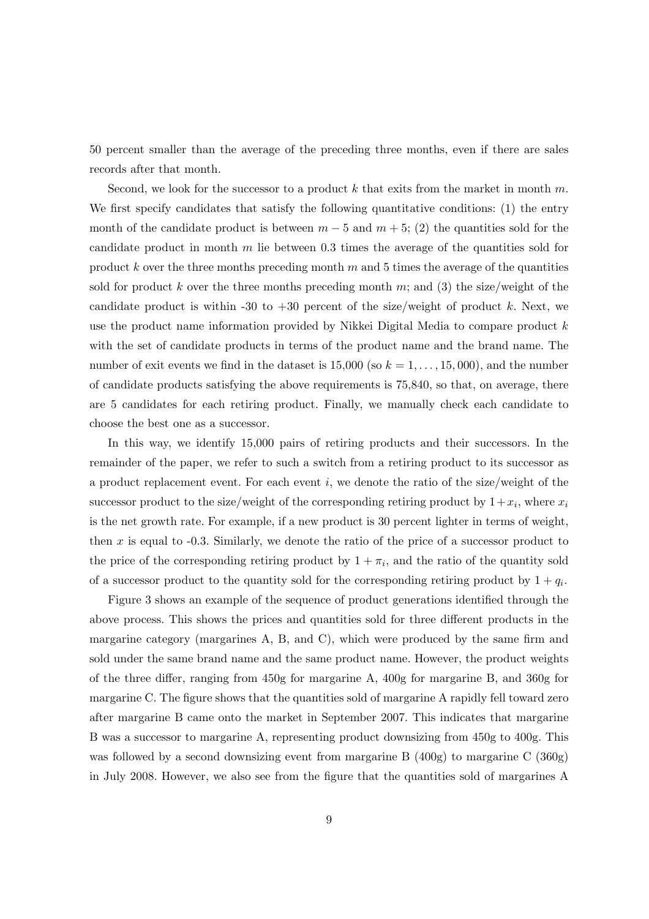50 percent smaller than the average of the preceding three months, even if there are sales records after that month.

Second, we look for the successor to a product $k$ that exits from the market in month $m$. We first specify candidates that satisfy the following quantitative conditions: (1) the entry month of the candidate product is between $m-5$ and $m+5$; (2) the quantities sold for the candidate product in month $m$ lie between 0.3 times the average of the quantities sold for product $k$ over the three months preceding month $m$ and 5 times the average of the quantities sold for product $k$ over the three months preceding month $m$; and (3) the size/weight of the candidate product is within -30 to +30 percent of the size/weight of product $k$. Next, we use the product name information provided by Nikkei Digital Media to compare product $k$ with the set of candidate products in terms of the product name and the brand name. The number of exit events we find in the dataset is 15,000 (so $k = 1, \ldots, 15,000$), and the number of candidate products satisfying the above requirements is 75,840, so that, on average, there are 5 candidates for each retiring product. Finally, we manually check each candidate to choose the best one as a successor.

In this way, we identify 15,000 pairs of retiring products and their successors. In the remainder of the paper, we refer to such a switch from a retiring product to its successor as a product replacement event. For each event $i$, we denote the ratio of the size/weight of the successor product to the size/weight of the corresponding retiring product by $1+x_i$, where $x_i$ is the net growth rate. For example, if a new product is 30 percent lighter in terms of weight, then $x$ is equal to -0.3. Similarly, we denote the ratio of the price of a successor product to the price of the corresponding retiring product by $1+\pi_i$, and the ratio of the quantity sold of a successor product to the quantity sold for the corresponding retiring product by $1+q_i$.

Figure 3 shows an example of the sequence of product generations identified through the above process. This shows the prices and quantities sold for three different products in the margarine category (margarines A, B, and C), which were produced by the same firm and sold under the same brand name and the same product name. However, the product weights of the three differ, ranging from 450g for margarine A, 400g for margarine B, and 360g for margarine C. The figure shows that the quantities sold of margarine A rapidly fell toward zero after margarine B came onto the market in September 2007. This indicates that margarine B was a successor to margarine A, representing product downsizing from 450g to 400g. This was followed by a second downsizing event from margarine B (400g) to margarine C (360g) in July 2008. However, we also see from the figure that the quantities sold of margarines A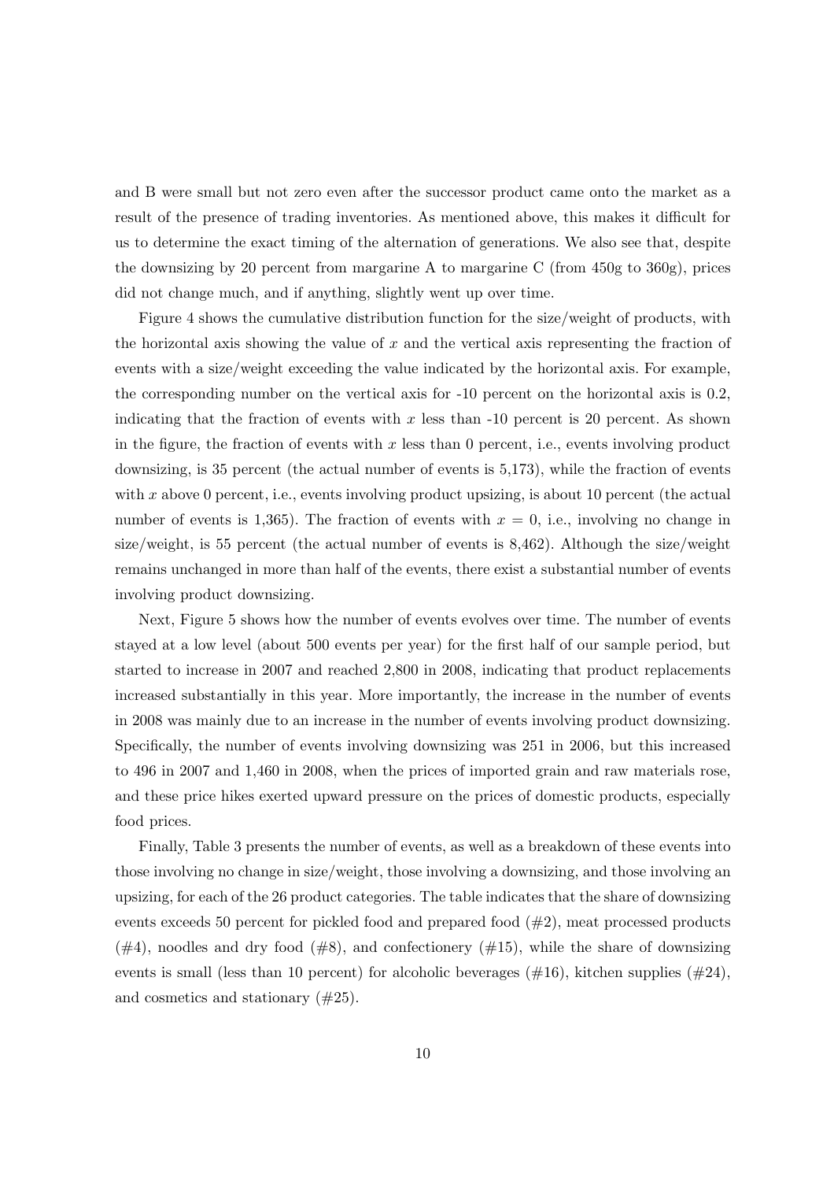and B were small but not zero even after the successor product came onto the market as a result of the presence of trading inventories. As mentioned above, this makes it difficult for us to determine the exact timing of the alternation of generations. We also see that, despite the downsizing by 20 percent from margarine A to margarine C (from 450g to 360g), prices did not change much, and if anything, slightly went up over time.

Figure 4 shows the cumulative distribution function for the size/weight of products, with the horizontal axis showing the value of $x$ and the vertical axis representing the fraction of events with a size/weight exceeding the value indicated by the horizontal axis. For example, the corresponding number on the vertical axis for -10 percent on the horizontal axis is 0.2, indicating that the fraction of events with $x$ less than -10 percent is 20 percent. As shown in the figure, the fraction of events with $x$ less than 0 percent, i.e., events involving product downsizing, is 35 percent (the actual number of events is 5,173), while the fraction of events with $x$ above 0 percent, i.e., events involving product upsizing, is about 10 percent (the actual number of events is 1,365). The fraction of events with $x = 0$, i.e., involving no change in size/weight, is 55 percent (the actual number of events is 8,462). Although the size/weight remains unchanged in more than half of the events, there exist a substantial number of events involving product downsizing.

Next, Figure 5 shows how the number of events evolves over time. The number of events stayed at a low level (about 500 events per year) for the first half of our sample period, but started to increase in 2007 and reached 2,800 in 2008, indicating that product replacements increased substantially in this year. More importantly, the increase in the number of events in 2008 was mainly due to an increase in the number of events involving product downsizing. Specifically, the number of events involving downsizing was 251 in 2006, but this increased to 496 in 2007 and 1,460 in 2008, when the prices of imported grain and raw materials rose, and these price hikes exerted upward pressure on the prices of domestic products, especially food prices.

Finally, Table 3 presents the number of events, as well as a breakdown of these events into those involving no change in size/weight, those involving a downsizing, and those involving an upsizing, for each of the 26 product categories. The table indicates that the share of downsizing events exceeds 50 percent for pickled food and prepared food (#2), meat processed products (#4), noodles and dry food (#8), and confectionery (#15), while the share of downsizing events is small (less than 10 percent) for alcoholic beverages (#16), kitchen supplies (#24), and cosmetics and stationary (#25).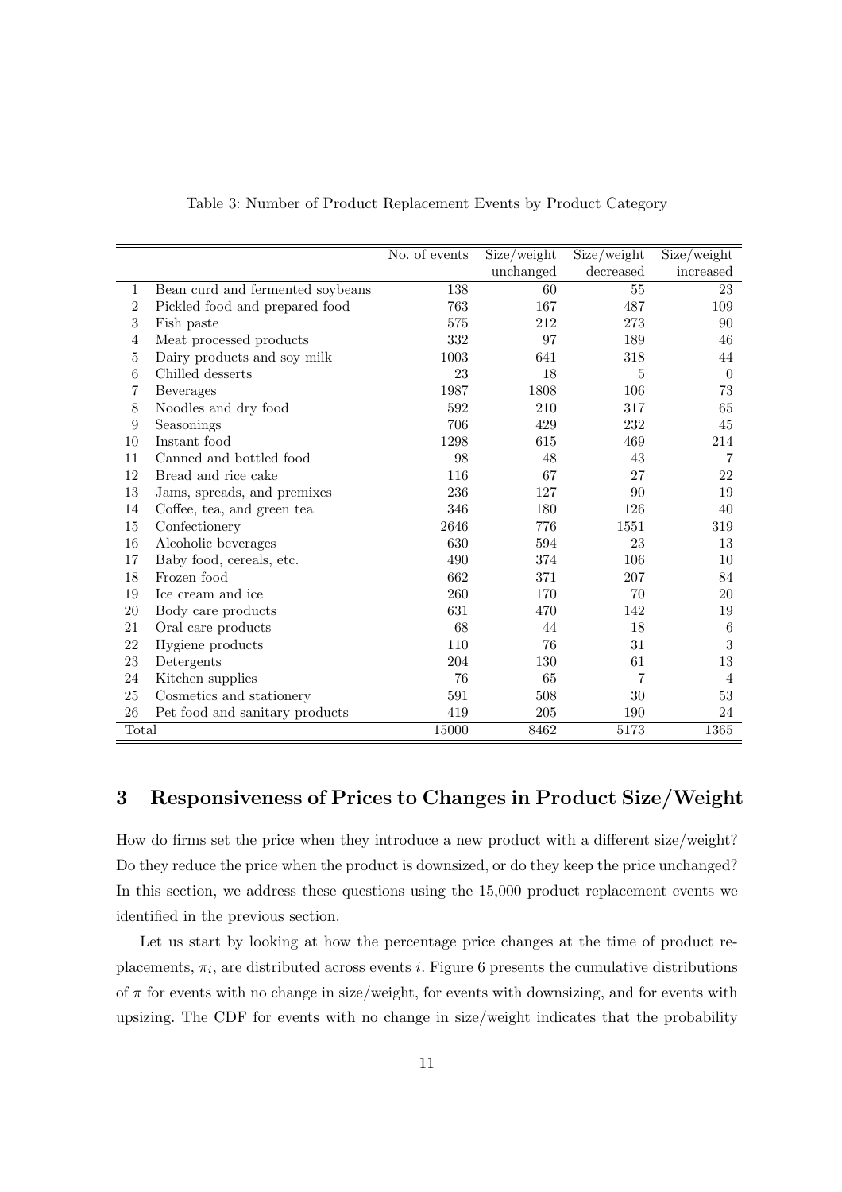Table 3: Number of Product Replacement Events by Product Category

| | | No. of events | Size/weight unchanged | Size/weight decreased | Size/weight increased |
|---|---|---|---|---|---|
| 1 | Bean curd and fermented soybeans | 138 | 60 | 55 | 23 |
| 2 | Pickled food and prepared food | 763 | 167 | 487 | 109 |
| 3 | Fish paste | 575 | 212 | 273 | 90 |
| 4 | Meat processed products | 332 | 97 | 189 | 46 |
| 5 | Dairy products and soy milk | 1003 | 641 | 318 | 44 |
| 6 | Chilled desserts | 23 | 18 | 5 | 0 |
| 7 | Beverages | 1987 | 1808 | 106 | 73 |
| 8 | Noodles and dry food | 592 | 210 | 317 | 65 |
| 9 | Seasonings | 706 | 429 | 232 | 45 |
| 10 | Instant food | 1298 | 615 | 469 | 214 |
| 11 | Canned and bottled food | 98 | 48 | 43 | 7 |
| 12 | Bread and rice cake | 116 | 67 | 27 | 22 |
| 13 | Jams, spreads, and premixes | 236 | 127 | 90 | 19 |
| 14 | Coffee, tea, and green tea | 346 | 180 | 126 | 40 |
| 15 | Confectionery | 2646 | 776 | 1551 | 319 |
| 16 | Alcoholic beverages | 630 | 594 | 23 | 13 |
| 17 | Baby food, cereals, etc. | 490 | 374 | 106 | 10 |
| 18 | Frozen food | 662 | 371 | 207 | 84 |
| 19 | Ice cream and ice | 260 | 170 | 70 | 20 |
| 20 | Body care products | 631 | 470 | 142 | 19 |
| 21 | Oral care products | 68 | 44 | 18 | 6 |
| 22 | Hygiene products | 110 | 76 | 31 | 3 |
| 23 | Detergents | 204 | 130 | 61 | 13 |
| 24 | Kitchen supplies | 76 | 65 | 7 | 4 |
| 25 | Cosmetics and stationery | 591 | 508 | 30 | 53 |
| 26 | Pet food and sanitary products | 419 | 205 | 190 | 24 |
| Total | | 15000 | 8462 | 5173 | 1365 |

## 3 Responsiveness of Prices to Changes in Product Size/Weight

How do firms set the price when they introduce a new product with a different size/weight? Do they reduce the price when the product is downsized, or do they keep the price unchanged? In this section, we address these questions using the 15,000 product replacement events we identified in the previous section.

Let us start by looking at how the percentage price changes at the time of product replacements, $\pi_i$, are distributed across events $i$. Figure 6 presents the cumulative distributions of $\pi$ for events with no change in size/weight, for events with downsizing, and for events with upsizing. The CDF for events with no change in size/weight indicates that the probability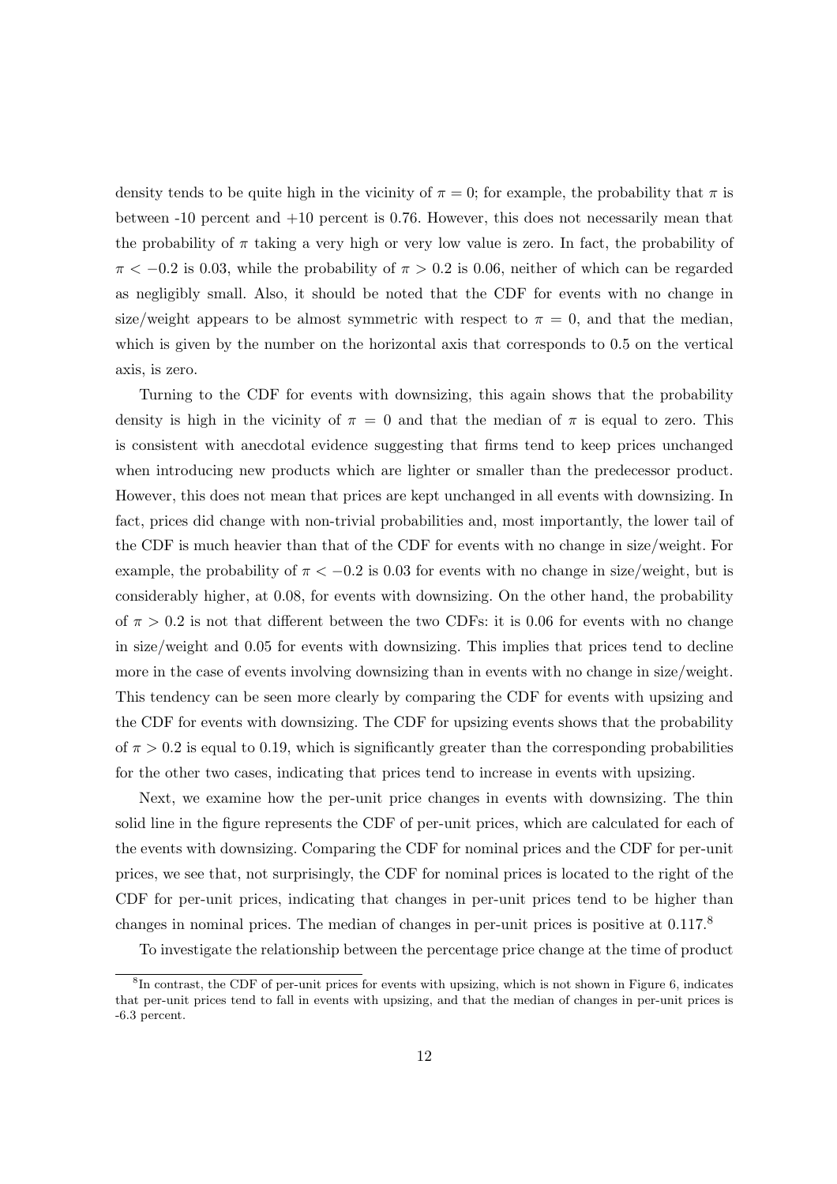density tends to be quite high in the vicinity of $\pi = 0$; for example, the probability that $\pi$ is between -10 percent and +10 percent is 0.76. However, this does not necessarily mean that the probability of $\pi$ taking a very high or very low value is zero. In fact, the probability of $\pi < -0.2$ is 0.03, while the probability of $\pi > 0.2$ is 0.06, neither of which can be regarded as negligibly small. Also, it should be noted that the CDF for events with no change in size/weight appears to be almost symmetric with respect to $\pi = 0$, and that the median, which is given by the number on the horizontal axis that corresponds to 0.5 on the vertical axis, is zero.

Turning to the CDF for events with downsizing, this again shows that the probability density is high in the vicinity of $\pi = 0$ and that the median of $\pi$ is equal to zero. This is consistent with anecdotal evidence suggesting that firms tend to keep prices unchanged when introducing new products which are lighter or smaller than the predecessor product. However, this does not mean that prices are kept unchanged in all events with downsizing. In fact, prices did change with non-trivial probabilities and, most importantly, the lower tail of the CDF is much heavier than that of the CDF for events with no change in size/weight. For example, the probability of $\pi < -0.2$ is 0.03 for events with no change in size/weight, but is considerably higher, at 0.08, for events with downsizing. On the other hand, the probability of $\pi > 0.2$ is not that different between the two CDFs: it is 0.06 for events with no change in size/weight and 0.05 for events with downsizing. This implies that prices tend to decline more in the case of events involving downsizing than in events with no change in size/weight. This tendency can be seen more clearly by comparing the CDF for events with upsizing and the CDF for events with downsizing. The CDF for upsizing events shows that the probability of $\pi > 0.2$ is equal to 0.19, which is significantly greater than the corresponding probabilities for the other two cases, indicating that prices tend to increase in events with upsizing.

Next, we examine how the per-unit price changes in events with downsizing. The thin solid line in the figure represents the CDF of per-unit prices, which are calculated for each of the events with downsizing. Comparing the CDF for nominal prices and the CDF for per-unit prices, we see that, not surprisingly, the CDF for nominal prices is located to the right of the CDF for per-unit prices, indicating that changes in per-unit prices tend to be higher than changes in nominal prices. The median of changes in per-unit prices is positive at 0.117.[8]

To investigate the relationship between the percentage price change at the time of product

[8] In contrast, the CDF of per-unit prices for events with upsizing, which is not shown in Figure 6, indicates that per-unit prices tend to fall in events with upsizing, and that the median of changes in per-unit prices is -6.3 percent.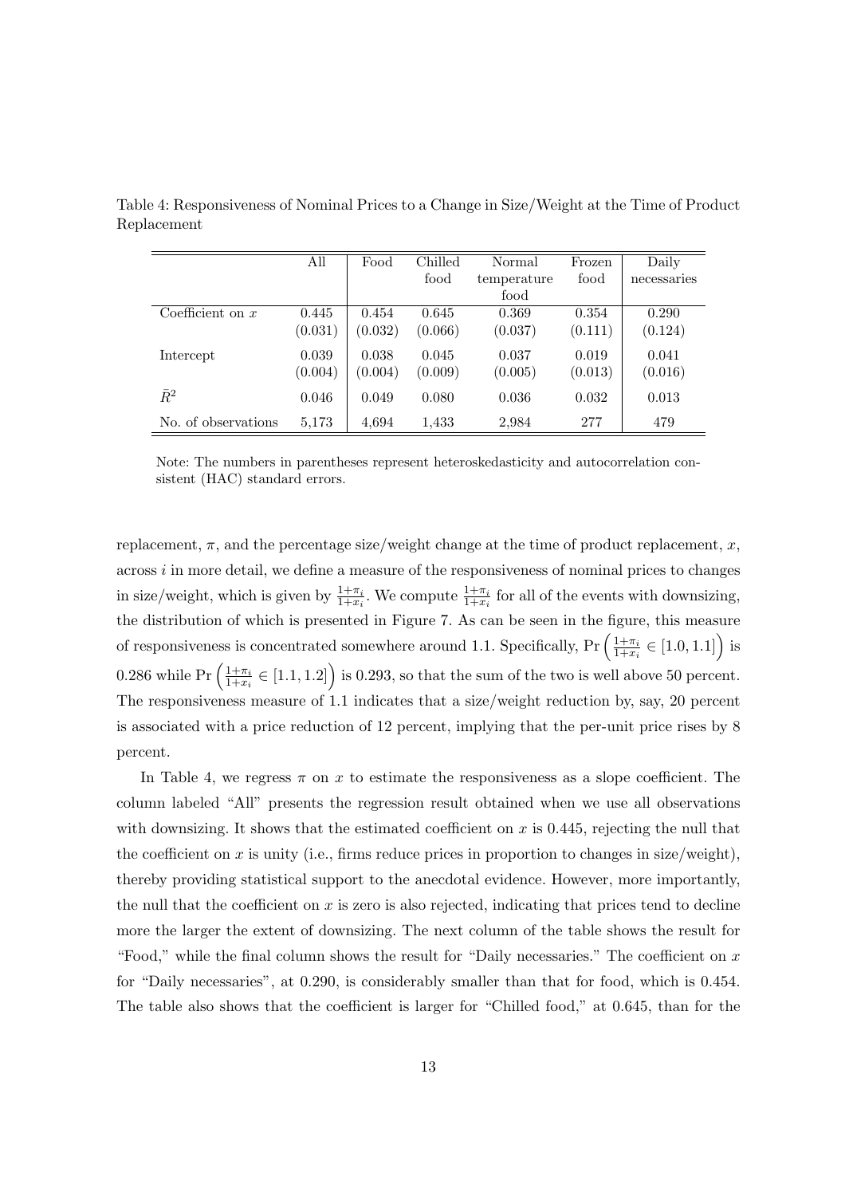Table 4: Responsiveness of Nominal Prices to a Change in Size/Weight at the Time of Product Replacement

| | All | Food | Chilled food | Normal temperature food | Frozen food | Daily necessaries |
|---|---|---|---|---|---|---|
| Coefficient on $x$ | 0.445 | 0.454 | 0.645 | 0.369 | 0.354 | 0.290 |
| | (0.031) | (0.032) | (0.066) | (0.037) | (0.111) | (0.124) |
| Intercept | 0.039 | 0.038 | 0.045 | 0.037 | 0.019 | 0.041 |
| | (0.004) | (0.004) | (0.009) | (0.005) | (0.013) | (0.016) |
| $\bar{R}^2$ | 0.046 | 0.049 | 0.080 | 0.036 | 0.032 | 0.013 |
| No. of observations | 5,173 | 4,694 | 1,433 | 2,984 | 277 | 479 |

Note: The numbers in parentheses represent heteroskedasticity and autocorrelation consistent (HAC) standard errors.

replacement, $\pi$, and the percentage size/weight change at the time of product replacement, $x$, across $i$ in more detail, we define a measure of the responsiveness of nominal prices to changes in size/weight, which is given by $\frac{1+\pi_i}{1+x_i}$. We compute $\frac{1+\pi_i}{1+x_i}$ for all of the events with downsizing, the distribution of which is presented in Figure 7. As can be seen in the figure, this measure of responsiveness is concentrated somewhere around 1.1. Specifically, $\Pr\left(\frac{1+\pi_i}{1+x_i} \in [1.0, 1.1]\right)$ is 0.286 while $\Pr\left(\frac{1+\pi_i}{1+x_i} \in [1.1, 1.2]\right)$ is 0.293, so that the sum of the two is well above 50 percent. The responsiveness measure of 1.1 indicates that a size/weight reduction by, say, 20 percent is associated with a price reduction of 12 percent, implying that the per-unit price rises by 8 percent.

In Table 4, we regress $\pi$ on $x$ to estimate the responsiveness as a slope coefficient. The column labeled "All" presents the regression result obtained when we use all observations with downsizing. It shows that the estimated coefficient on $x$ is 0.445, rejecting the null that the coefficient on $x$ is unity (i.e., firms reduce prices in proportion to changes in size/weight), thereby providing statistical support to the anecdotal evidence. However, more importantly, the null that the coefficient on $x$ is zero is also rejected, indicating that prices tend to decline more the larger the extent of downsizing. The next column of the table shows the result for "Food," while the final column shows the result for "Daily necessaries." The coefficient on $x$ for "Daily necessaries", at 0.290, is considerably smaller than that for food, which is 0.454. The table also shows that the coefficient is larger for "Chilled food," at 0.645, than for the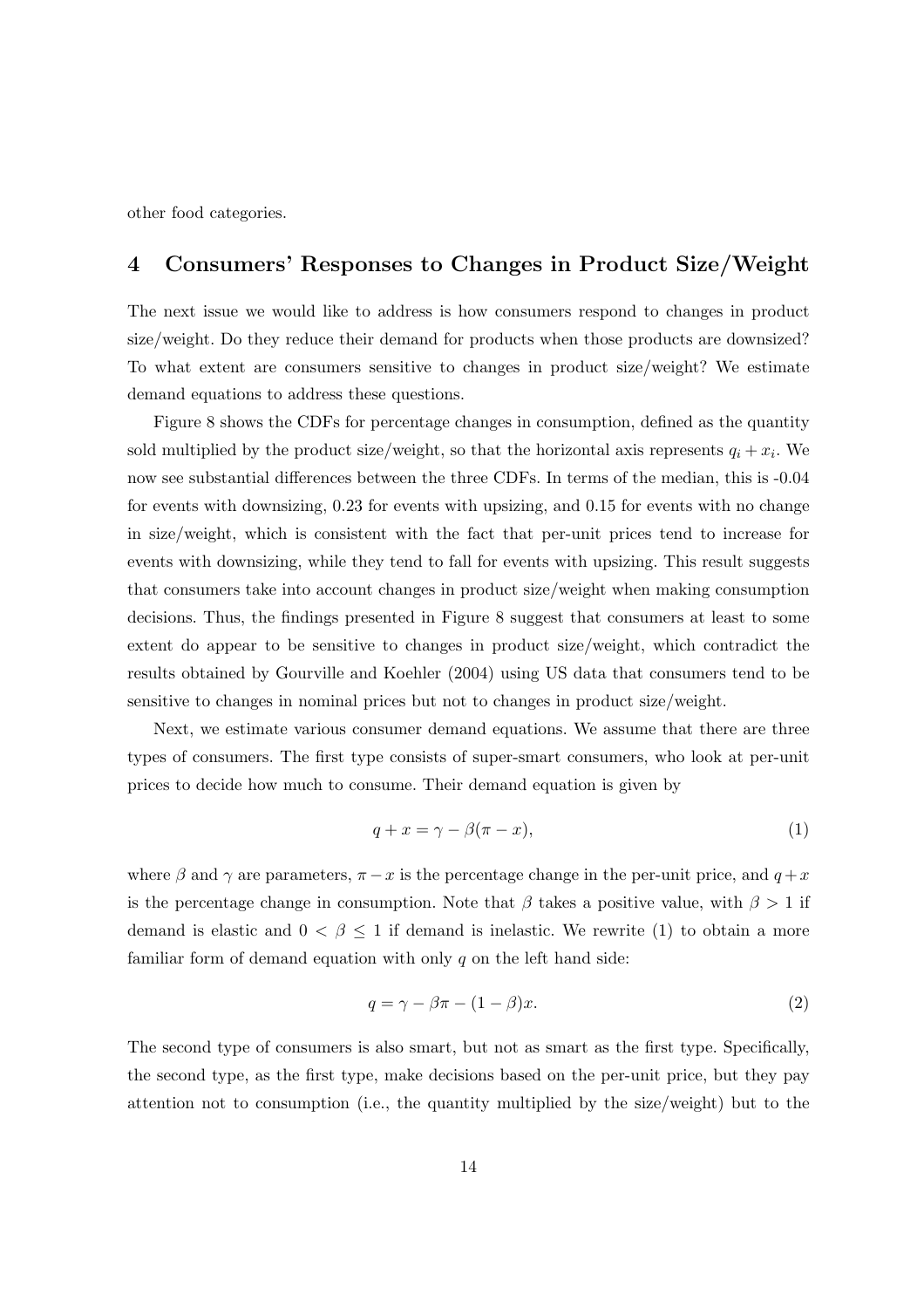other food categories.

## 4 Consumers' Responses to Changes in Product Size/Weight

The next issue we would like to address is how consumers respond to changes in product size/weight. Do they reduce their demand for products when those products are downsized? To what extent are consumers sensitive to changes in product size/weight? We estimate demand equations to address these questions.

Figure 8 shows the CDFs for percentage changes in consumption, defined as the quantity sold multiplied by the product size/weight, so that the horizontal axis represents $q_i + x_i$. We now see substantial differences between the three CDFs. In terms of the median, this is -0.04 for events with downsizing, 0.23 for events with upsizing, and 0.15 for events with no change in size/weight, which is consistent with the fact that per-unit prices tend to increase for events with downsizing, while they tend to fall for events with upsizing. This result suggests that consumers take into account changes in product size/weight when making consumption decisions. Thus, the findings presented in Figure 8 suggest that consumers at least to some extent do appear to be sensitive to changes in product size/weight, which contradict the results obtained by Gourville and Koehler (2004) using US data that consumers tend to be sensitive to changes in nominal prices but not to changes in product size/weight.

Next, we estimate various consumer demand equations. We assume that there are three types of consumers. The first type consists of super-smart consumers, who look at per-unit prices to decide how much to consume. Their demand equation is given by

$$q + x = \gamma - \beta(\pi - x), \tag{1}$$

where $\beta$ and $\gamma$ are parameters, $\pi - x$ is the percentage change in the per-unit price, and $q + x$ is the percentage change in consumption. Note that $\beta$ takes a positive value, with $\beta > 1$ if demand is elastic and $0 < \beta \leq 1$ if demand is inelastic. We rewrite (1) to obtain a more familiar form of demand equation with only $q$ on the left hand side:

$$q = \gamma - \beta\pi - (1 - \beta)x. \tag{2}$$

The second type of consumers is also smart, but not as smart as the first type. Specifically, the second type, as the first type, make decisions based on the per-unit price, but they pay attention not to consumption (i.e., the quantity multiplied by the size/weight) but to the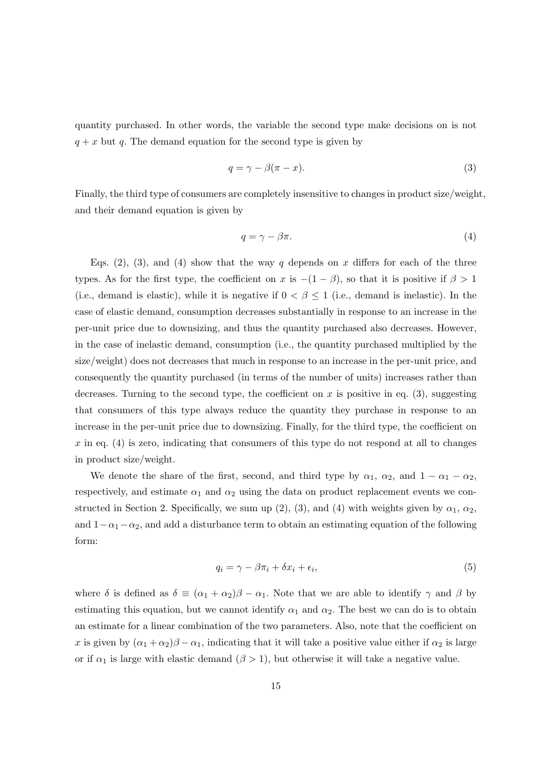quantity purchased. In other words, the variable the second type make decisions on is not $q + x$ but $q$. The demand equation for the second type is given by

$$q = \gamma - \beta(\pi - x). \tag{3}$$

Finally, the third type of consumers are completely insensitive to changes in product size/weight, and their demand equation is given by

$$q = \gamma - \beta\pi. \tag{4}$$

Eqs. (2), (3), and (4) show that the way $q$ depends on $x$ differs for each of the three types. As for the first type, the coefficient on $x$ is $-(1 - \beta)$, so that it is positive if $\beta > 1$ (i.e., demand is elastic), while it is negative if $0 < \beta \leq 1$ (i.e., demand is inelastic). In the case of elastic demand, consumption decreases substantially in response to an increase in the per-unit price due to downsizing, and thus the quantity purchased also decreases. However, in the case of inelastic demand, consumption (i.e., the quantity purchased multiplied by the size/weight) does not decreases that much in response to an increase in the per-unit price, and consequently the quantity purchased (in terms of the number of units) increases rather than decreases. Turning to the second type, the coefficient on $x$ is positive in eq. (3), suggesting that consumers of this type always reduce the quantity they purchase in response to an increase in the per-unit price due to downsizing. Finally, for the third type, the coefficient on $x$ in eq. (4) is zero, indicating that consumers of this type do not respond at all to changes in product size/weight.

We denote the share of the first, second, and third type by $\alpha_1$, $\alpha_2$, and $1 - \alpha_1 - \alpha_2$, respectively, and estimate $\alpha_1$ and $\alpha_2$ using the data on product replacement events we constructed in Section 2. Specifically, we sum up (2), (3), and (4) with weights given by $\alpha_1$, $\alpha_2$, and $1 - \alpha_1 - \alpha_2$, and add a disturbance term to obtain an estimating equation of the following form:

$$q_i = \gamma - \beta\pi_i + \delta x_i + \epsilon_i, \tag{5}$$

where $\delta$ is defined as $\delta \equiv (\alpha_1 + \alpha_2)\beta - \alpha_1$. Note that we are able to identify $\gamma$ and $\beta$ by estimating this equation, but we cannot identify $\alpha_1$ and $\alpha_2$. The best we can do is to obtain an estimate for a linear combination of the two parameters. Also, note that the coefficient on $x$ is given by $(\alpha_1 + \alpha_2)\beta - \alpha_1$, indicating that it will take a positive value either if $\alpha_2$ is large or if $\alpha_1$ is large with elastic demand ($\beta > 1$), but otherwise it will take a negative value.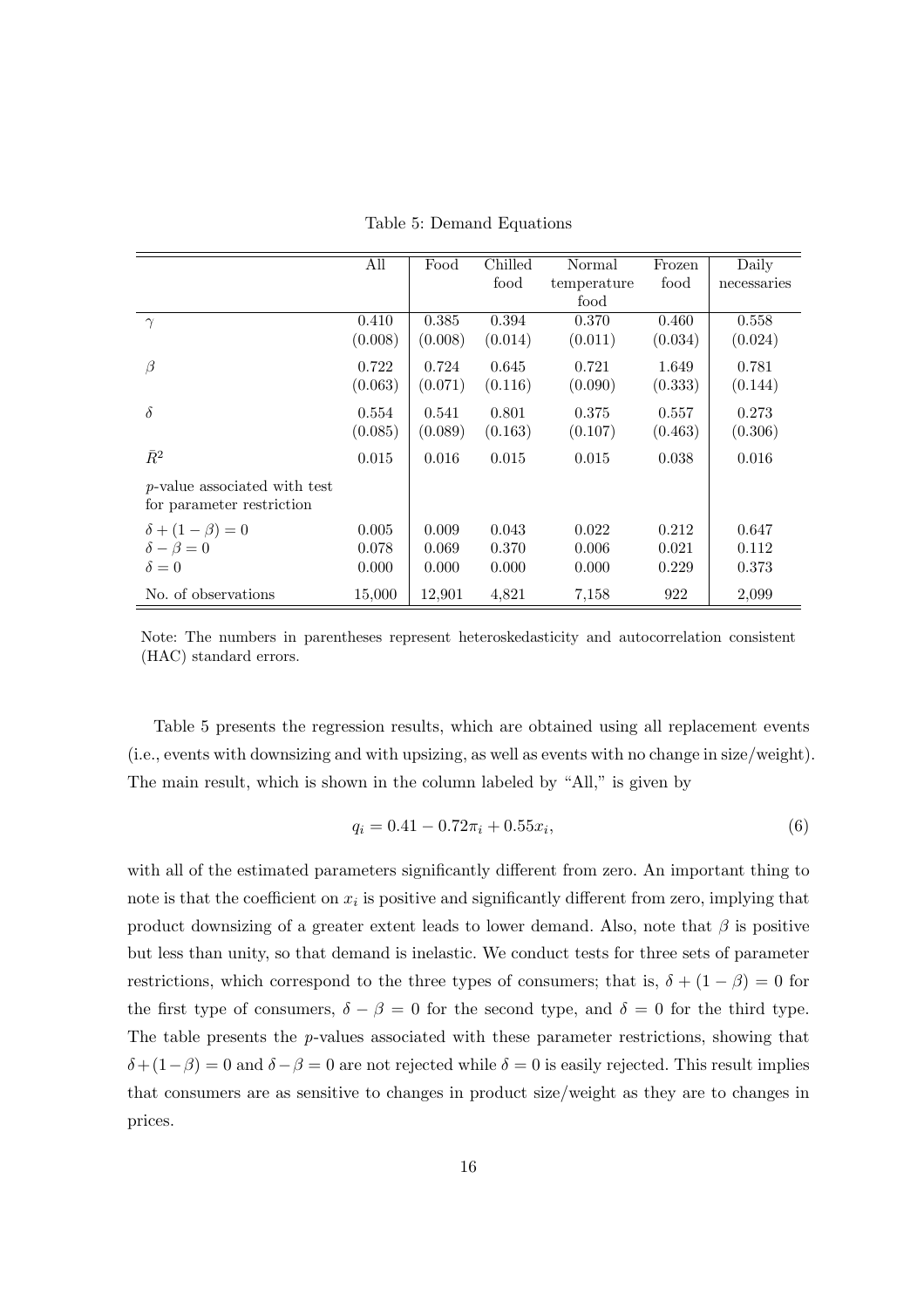Table 5: Demand Equations

| | All | Food | Chilled food | Normal temperature food | Frozen food | Daily necessaries |
|---|---|---|---|---|---|---|
| $\gamma$ | 0.410 | 0.385 | 0.394 | 0.370 | 0.460 | 0.558 |
| | (0.008) | (0.008) | (0.014) | (0.011) | (0.034) | (0.024) |
| $\beta$ | 0.722 | 0.724 | 0.645 | 0.721 | 1.649 | 0.781 |
| | (0.063) | (0.071) | (0.116) | (0.090) | (0.333) | (0.144) |
| $\delta$ | 0.554 | 0.541 | 0.801 | 0.375 | 0.557 | 0.273 |
| | (0.085) | (0.089) | (0.163) | (0.107) | (0.463) | (0.306) |
| $\bar{R}^2$ | 0.015 | 0.016 | 0.015 | 0.015 | 0.038 | 0.016 |
| $p$-value associated with test for parameter restriction | | | | | | |
| $\delta + (1 - \beta) = 0$ | 0.005 | 0.009 | 0.043 | 0.022 | 0.212 | 0.647 |
| $\delta - \beta = 0$ | 0.078 | 0.069 | 0.370 | 0.006 | 0.021 | 0.112 |
| $\delta = 0$ | 0.000 | 0.000 | 0.000 | 0.000 | 0.229 | 0.373 |
| No. of observations | 15,000 | 12,901 | 4,821 | 7,158 | 922 | 2,099 |

Note: The numbers in parentheses represent heteroskedasticity and autocorrelation consistent (HAC) standard errors.

Table 5 presents the regression results, which are obtained using all replacement events (i.e., events with downsizing and with upsizing, as well as events with no change in size/weight). The main result, which is shown in the column labeled by "All," is given by

$$q_i = 0.41 - 0.72\pi_i + 0.55x_i, \tag{6}$$

with all of the estimated parameters significantly different from zero. An important thing to note is that the coefficient on $x_i$ is positive and significantly different from zero, implying that product downsizing of a greater extent leads to lower demand. Also, note that $\beta$ is positive but less than unity, so that demand is inelastic. We conduct tests for three sets of parameter restrictions, which correspond to the three types of consumers; that is, $\delta + (1 - \beta) = 0$ for the first type of consumers, $\delta - \beta = 0$ for the second type, and $\delta = 0$ for the third type. The table presents the $p$-values associated with these parameter restrictions, showing that $\delta + (1 - \beta) = 0$ and $\delta - \beta = 0$ are not rejected while $\delta = 0$ is easily rejected. This result implies that consumers are as sensitive to changes in product size/weight as they are to changes in prices.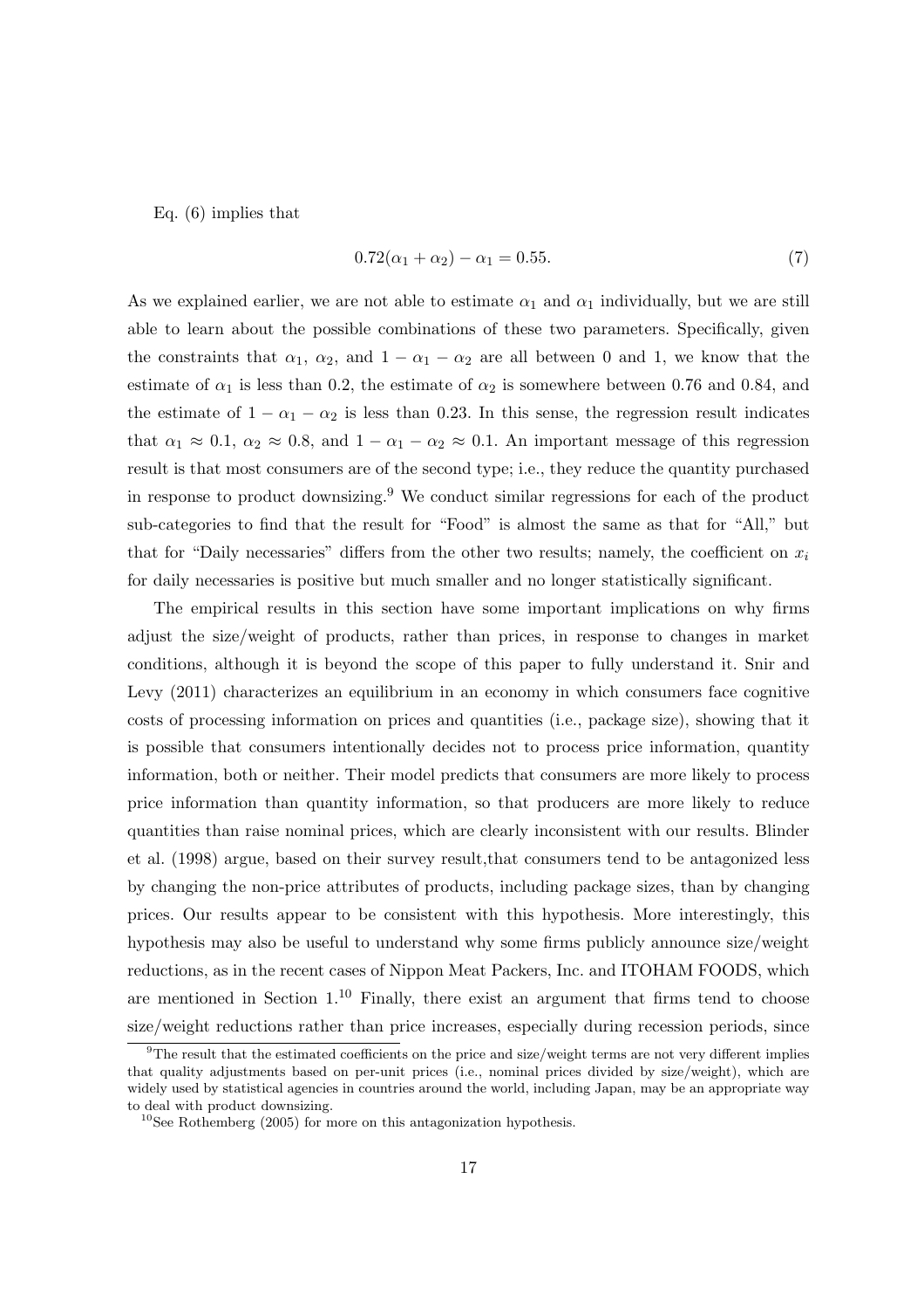Eq. (6) implies that

$$0.72(\alpha_1 + \alpha_2) - \alpha_1 = 0.55. \tag{7}$$

As we explained earlier, we are not able to estimate $\alpha_1$ and $\alpha_1$ individually, but we are still able to learn about the possible combinations of these two parameters. Specifically, given the constraints that $\alpha_1$, $\alpha_2$, and $1 - \alpha_1 - \alpha_2$ are all between 0 and 1, we know that the estimate of $\alpha_1$ is less than 0.2, the estimate of $\alpha_2$ is somewhere between 0.76 and 0.84, and the estimate of $1 - \alpha_1 - \alpha_2$ is less than 0.23. In this sense, the regression result indicates that $\alpha_1 \approx 0.1$, $\alpha_2 \approx 0.8$, and $1 - \alpha_1 - \alpha_2 \approx 0.1$. An important message of this regression result is that most consumers are of the second type; i.e., they reduce the quantity purchased in response to product downsizing.[9] We conduct similar regressions for each of the product sub-categories to find that the result for "Food" is almost the same as that for "All," but that for "Daily necessaries" differs from the other two results; namely, the coefficient on $x_i$ for daily necessaries is positive but much smaller and no longer statistically significant.

The empirical results in this section have some important implications on why firms adjust the size/weight of products, rather than prices, in response to changes in market conditions, although it is beyond the scope of this paper to fully understand it. Snir and Levy (2011) characterizes an equilibrium in an economy in which consumers face cognitive costs of processing information on prices and quantities (i.e., package size), showing that it is possible that consumers intentionally decides not to process price information, quantity information, both or neither. Their model predicts that consumers are more likely to process price information than quantity information, so that producers are more likely to reduce quantities than raise nominal prices, which are clearly inconsistent with our results. Blinder et al. (1998) argue, based on their survey result,that consumers tend to be antagonized less by changing the non-price attributes of products, including package sizes, than by changing prices. Our results appear to be consistent with this hypothesis. More interestingly, this hypothesis may also be useful to understand why some firms publicly announce size/weight reductions, as in the recent cases of Nippon Meat Packers, Inc. and ITOHAM FOODS, which are mentioned in Section 1.[10] Finally, there exist an argument that firms tend to choose size/weight reductions rather than price increases, especially during recession periods, since

[9] The result that the estimated coefficients on the price and size/weight terms are not very different implies that quality adjustments based on per-unit prices (i.e., nominal prices divided by size/weight), which are widely used by statistical agencies in countries around the world, including Japan, may be an appropriate way to deal with product downsizing.

[10] See Rothemberg (2005) for more on this antagonization hypothesis.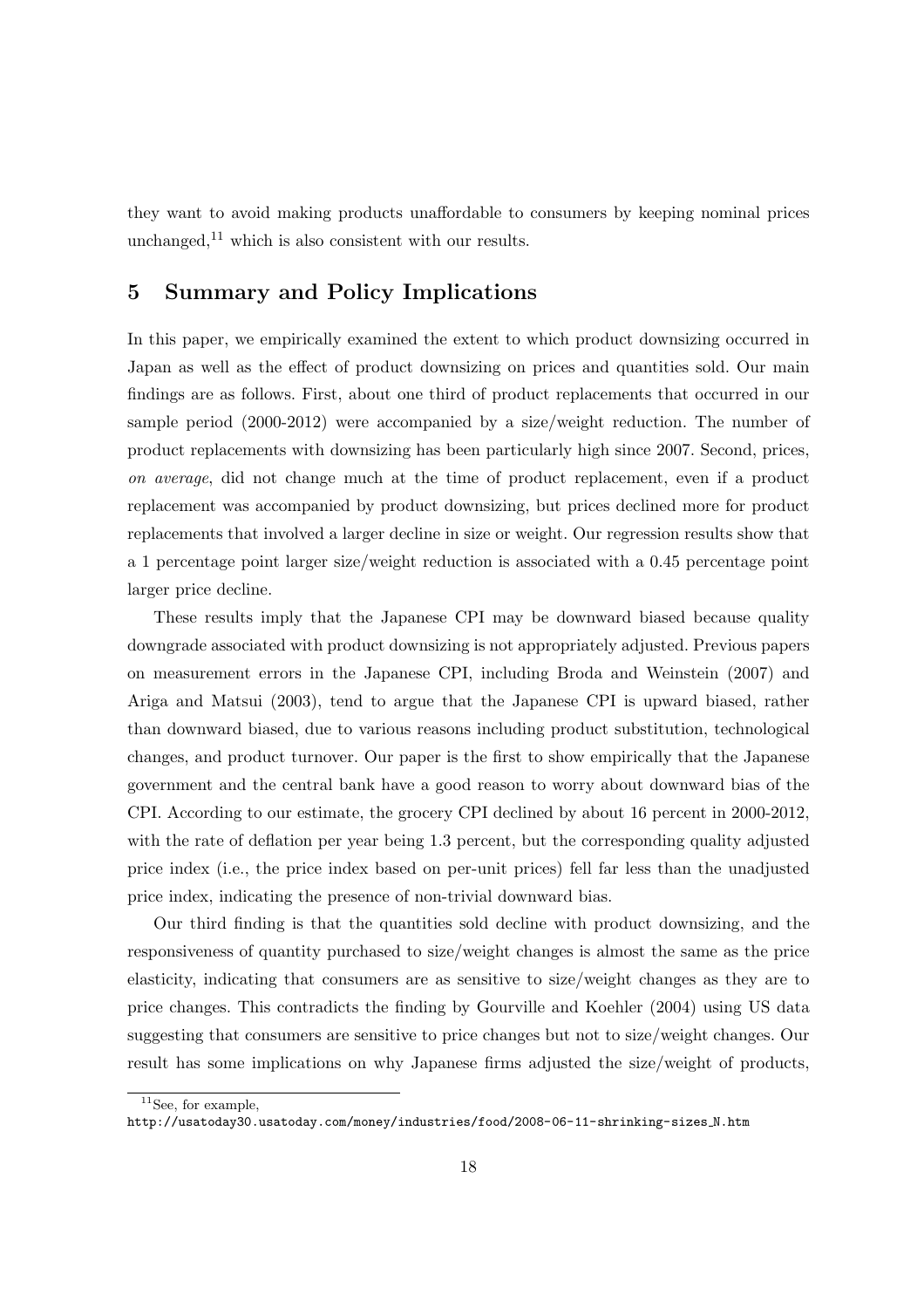they want to avoid making products unaffordable to consumers by keeping nominal prices unchanged,[11] which is also consistent with our results.

## 5 Summary and Policy Implications

In this paper, we empirically examined the extent to which product downsizing occurred in Japan as well as the effect of product downsizing on prices and quantities sold. Our main findings are as follows. First, about one third of product replacements that occurred in our sample period (2000-2012) were accompanied by a size/weight reduction. The number of product replacements with downsizing has been particularly high since 2007. Second, prices, *on average*, did not change much at the time of product replacement, even if a product replacement was accompanied by product downsizing, but prices declined more for product replacements that involved a larger decline in size or weight. Our regression results show that a 1 percentage point larger size/weight reduction is associated with a 0.45 percentage point larger price decline.

These results imply that the Japanese CPI may be downward biased because quality downgrade associated with product downsizing is not appropriately adjusted. Previous papers on measurement errors in the Japanese CPI, including Broda and Weinstein (2007) and Ariga and Matsui (2003), tend to argue that the Japanese CPI is upward biased, rather than downward biased, due to various reasons including product substitution, technological changes, and product turnover. Our paper is the first to show empirically that the Japanese government and the central bank have a good reason to worry about downward bias of the CPI. According to our estimate, the grocery CPI declined by about 16 percent in 2000-2012, with the rate of deflation per year being 1.3 percent, but the corresponding quality adjusted price index (i.e., the price index based on per-unit prices) fell far less than the unadjusted price index, indicating the presence of non-trivial downward bias.

Our third finding is that the quantities sold decline with product downsizing, and the responsiveness of quantity purchased to size/weight changes is almost the same as the price elasticity, indicating that consumers are as sensitive to size/weight changes as they are to price changes. This contradicts the finding by Gourville and Koehler (2004) using US data suggesting that consumers are sensitive to price changes but not to size/weight changes. Our result has some implications on why Japanese firms adjusted the size/weight of products,

[11] See, for example, http://usatoday30.usatoday.com/money/industries/food/2008-06-11-shrinking-sizes_N.htm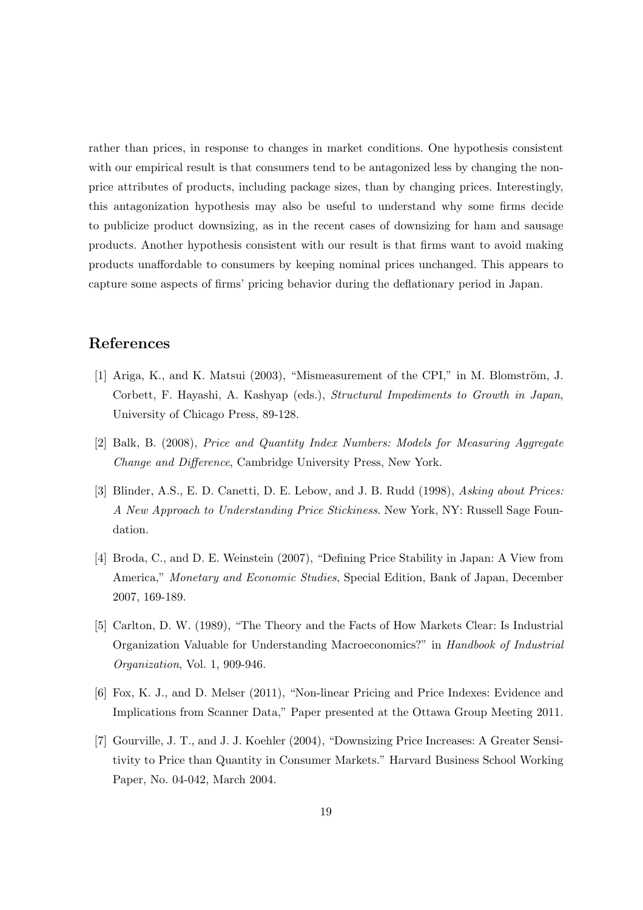rather than prices, in response to changes in market conditions. One hypothesis consistent with our empirical result is that consumers tend to be antagonized less by changing the non-price attributes of products, including package sizes, than by changing prices. Interestingly, this antagonization hypothesis may also be useful to understand why some firms decide to publicize product downsizing, as in the recent cases of downsizing for ham and sausage products. Another hypothesis consistent with our result is that firms want to avoid making products unaffordable to consumers by keeping nominal prices unchanged. This appears to capture some aspects of firms' pricing behavior during the deflationary period in Japan.

## References

[1] Ariga, K., and K. Matsui (2003), "Mismeasurement of the CPI," in M. Blomström, J. Corbett, F. Hayashi, A. Kashyap (eds.), *Structural Impediments to Growth in Japan*, University of Chicago Press, 89-128.

[2] Balk, B. (2008), *Price and Quantity Index Numbers: Models for Measuring Aggregate Change and Difference*, Cambridge University Press, New York.

[3] Blinder, A.S., E. D. Canetti, D. E. Lebow, and J. B. Rudd (1998), *Asking about Prices: A New Approach to Understanding Price Stickiness*. New York, NY: Russell Sage Foundation.

[4] Broda, C., and D. E. Weinstein (2007), "Defining Price Stability in Japan: A View from America," *Monetary and Economic Studies*, Special Edition, Bank of Japan, December 2007, 169-189.

[5] Carlton, D. W. (1989), "The Theory and the Facts of How Markets Clear: Is Industrial Organization Valuable for Understanding Macroeconomics?" in *Handbook of Industrial Organization*, Vol. 1, 909-946.

[6] Fox, K. J., and D. Melser (2011), "Non-linear Pricing and Price Indexes: Evidence and Implications from Scanner Data," Paper presented at the Ottawa Group Meeting 2011.

[7] Gourville, J. T., and J. J. Koehler (2004), "Downsizing Price Increases: A Greater Sensitivity to Price than Quantity in Consumer Markets." Harvard Business School Working Paper, No. 04-042, March 2004.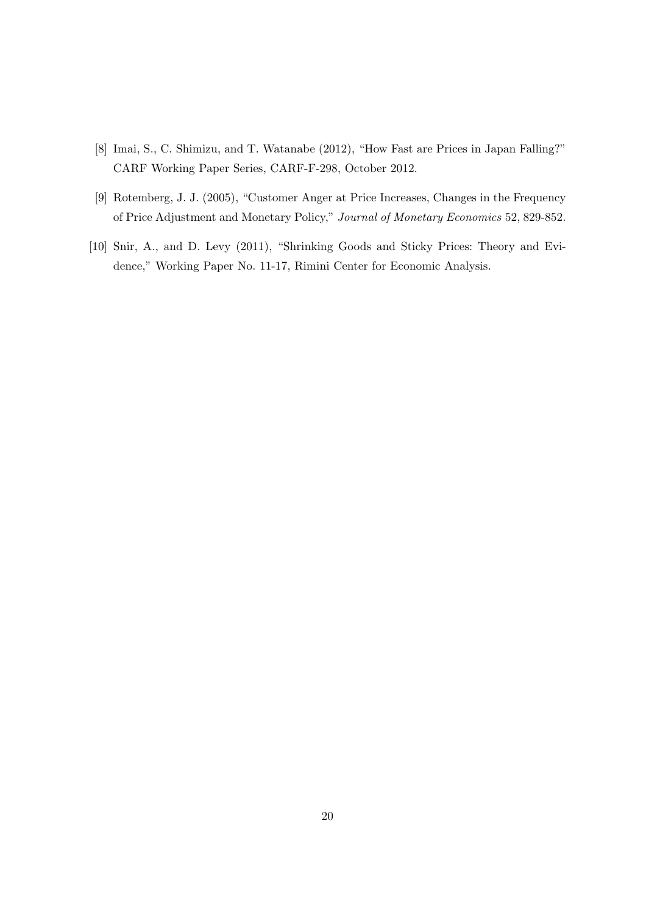[8] Imai, S., C. Shimizu, and T. Watanabe (2012), "How Fast are Prices in Japan Falling?" CARF Working Paper Series, CARF-F-298, October 2012.

[9] Rotemberg, J. J. (2005), "Customer Anger at Price Increases, Changes in the Frequency of Price Adjustment and Monetary Policy," *Journal of Monetary Economics* 52, 829-852.

[10] Snir, A., and D. Levy (2011), "Shrinking Goods and Sticky Prices: Theory and Evidence," Working Paper No. 11-17, Rimini Center for Economic Analysis.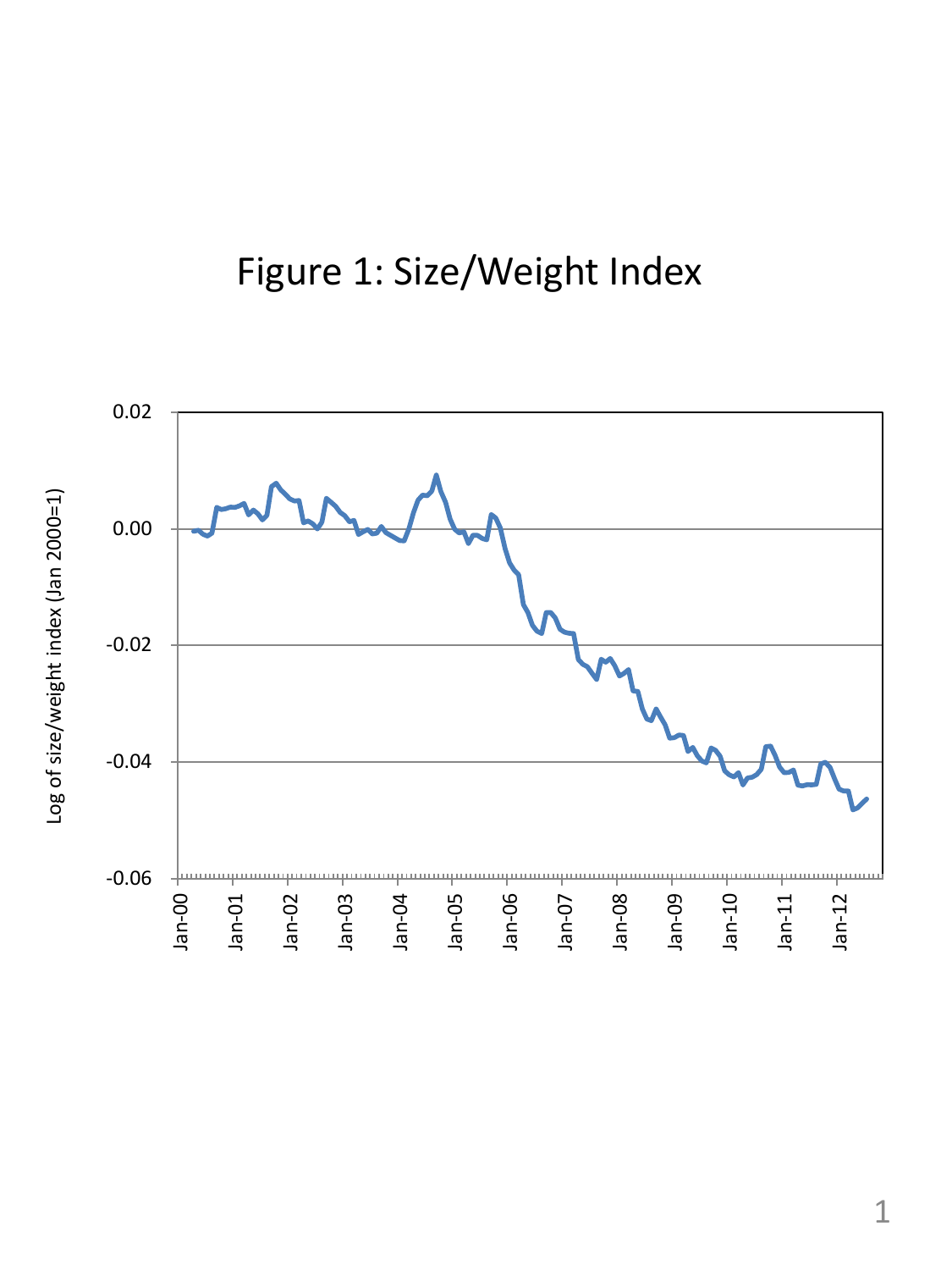# Figure 1: Size/Weight Index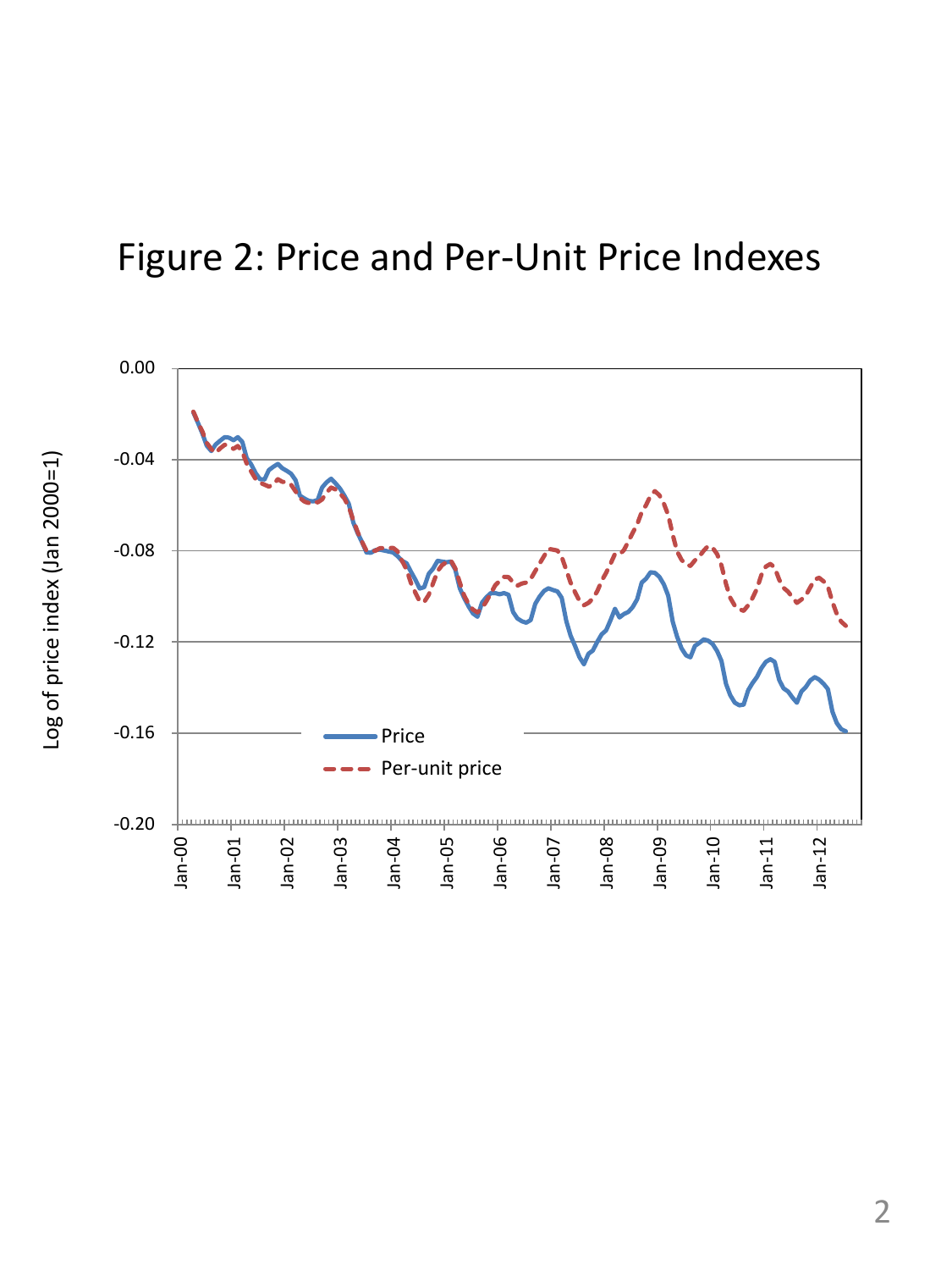# Figure 2: Price and Per-Unit Price Indexes

Log of price index (Jan 2000=1)

0.00
-0.04
-0.08
-0.12
-0.16
-0.20

Jan-00 Jan-01 Jan-02 Jan-03 Jan-04 Jan-05 Jan-06 Jan-07 Jan-08 Jan-09 Jan-10 Jan-11 Jan-12

Price
Per-unit price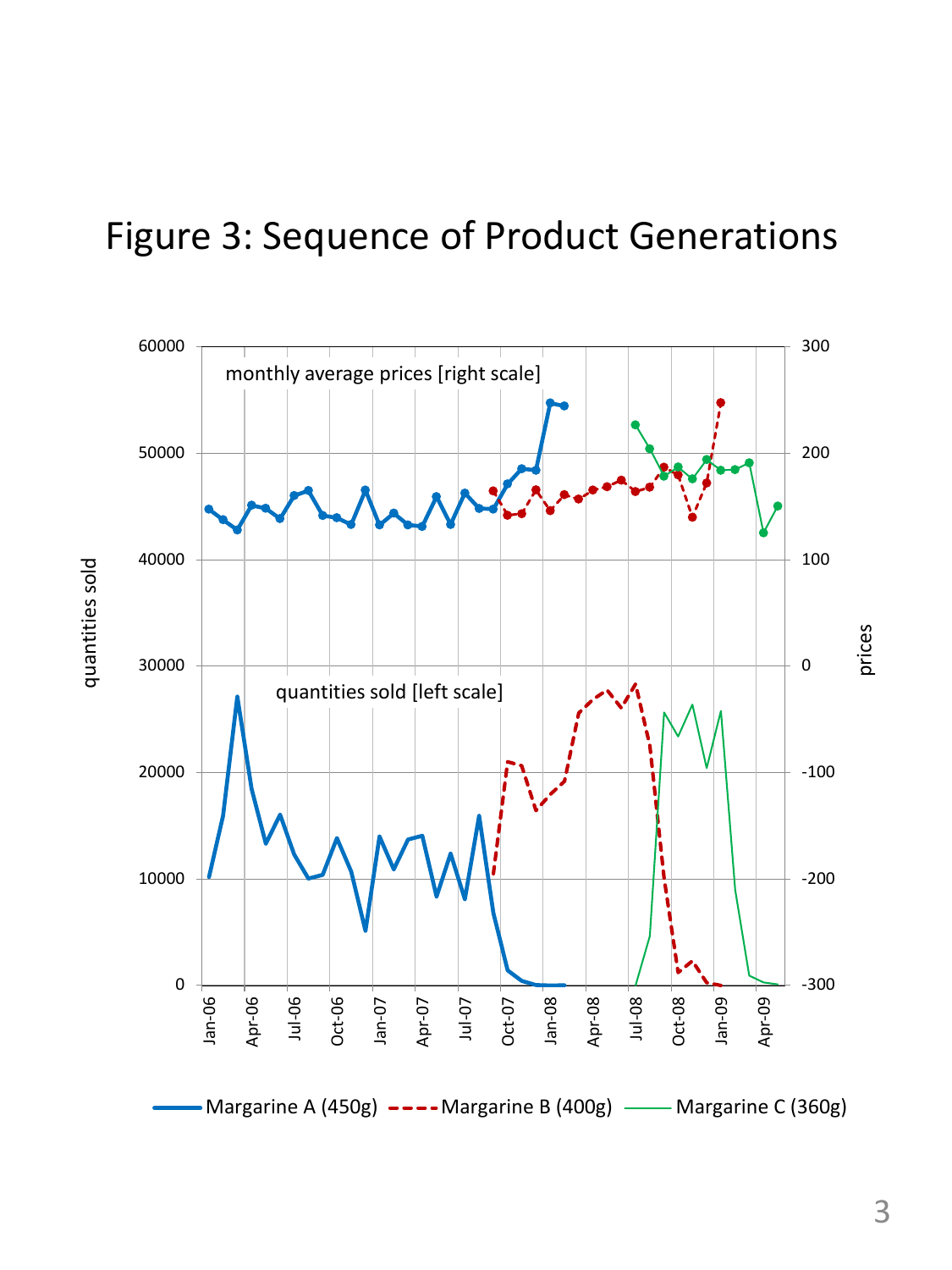# Figure 3: Sequence of Product Generations

monthly average prices [right scale]

quantities sold [left scale]

quantities sold

prices

Margarine A (450g) Margarine B (400g) Margarine C (360g)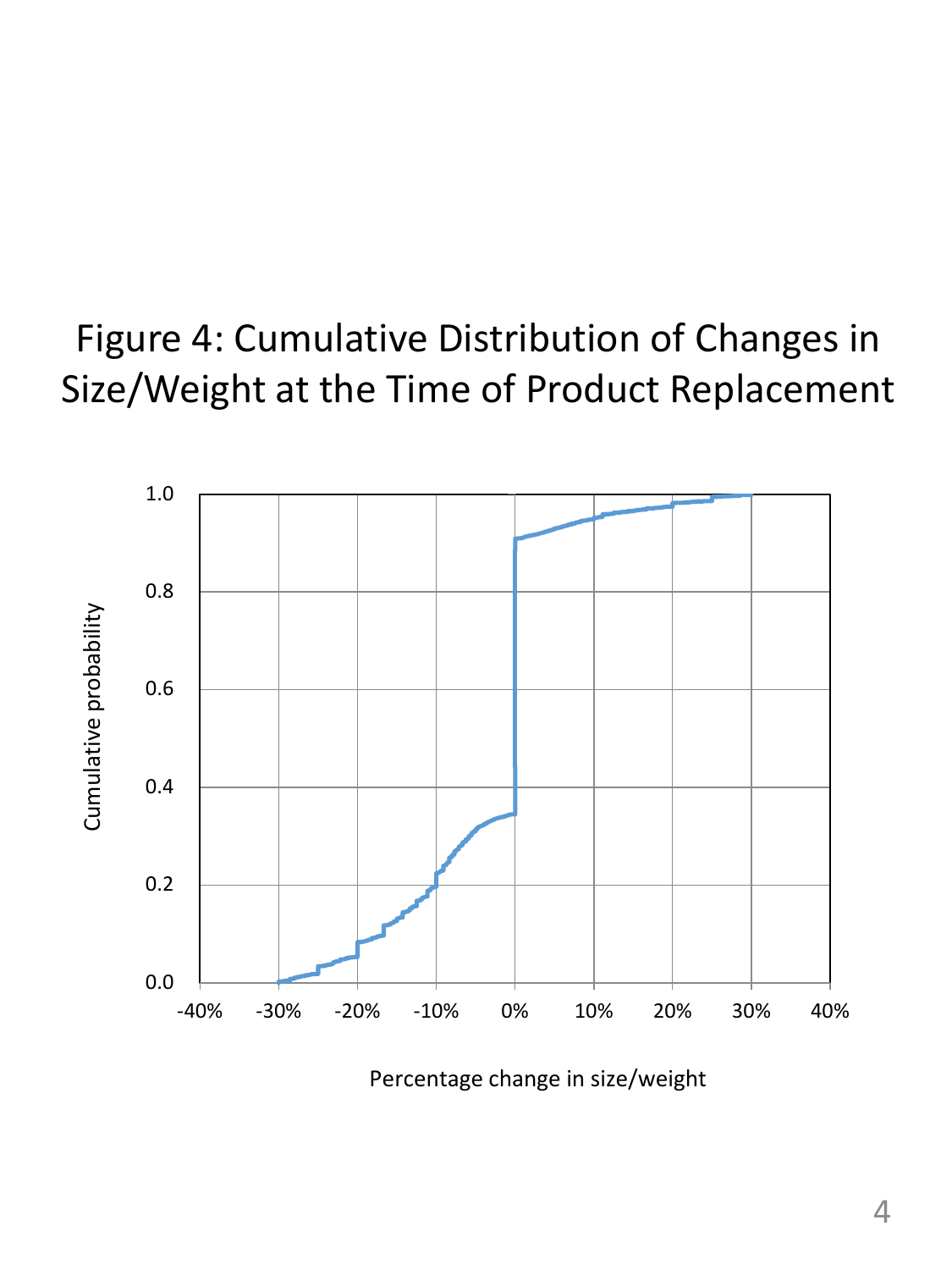# Figure 4: Cumulative Distribution of Changes in Size/Weight at the Time of Product Replacement

Cumulative probability

1.0
0.8
0.6
0.4
0.2
0.0

-40% -30% -20% -10% 0% 10% 20% 30% 40%

Percentage change in size/weight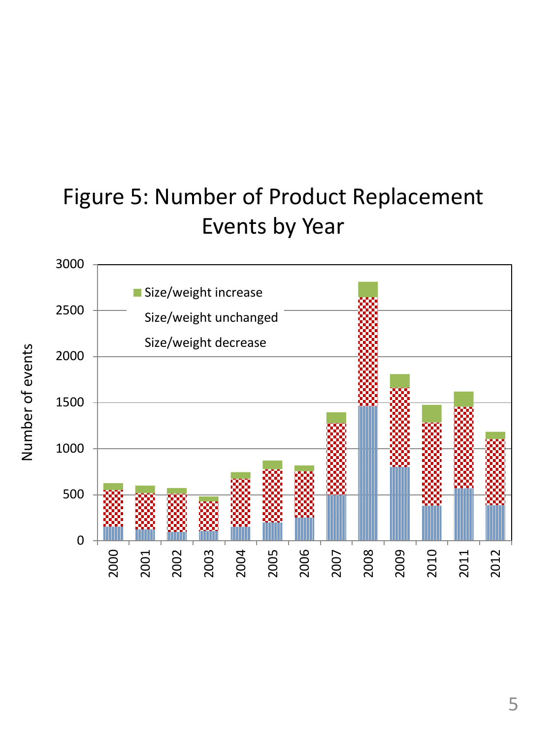# Figure 5: Number of Product Replacement Events by Year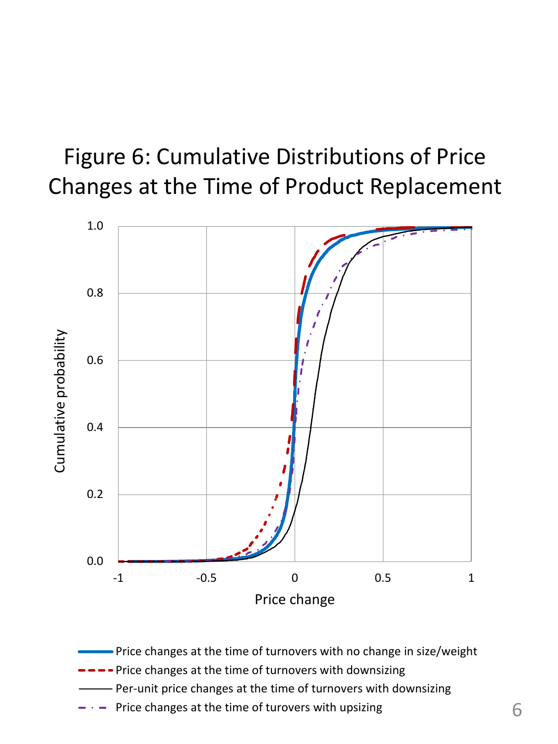# Figure 6: Cumulative Distributions of Price Changes at the Time of Product Replacement

Cumulative probability

1.0

0.8

0.6

0.4

0.2

0.0

-1 -0.5 0 0.5 1

Price change

Price changes at the time of turnovers with no change in size/weight

Price changes at the time of turnovers with downsizing

Per-unit price changes at the time of turnovers with downsizing

Price changes at the time of turovers with upsizing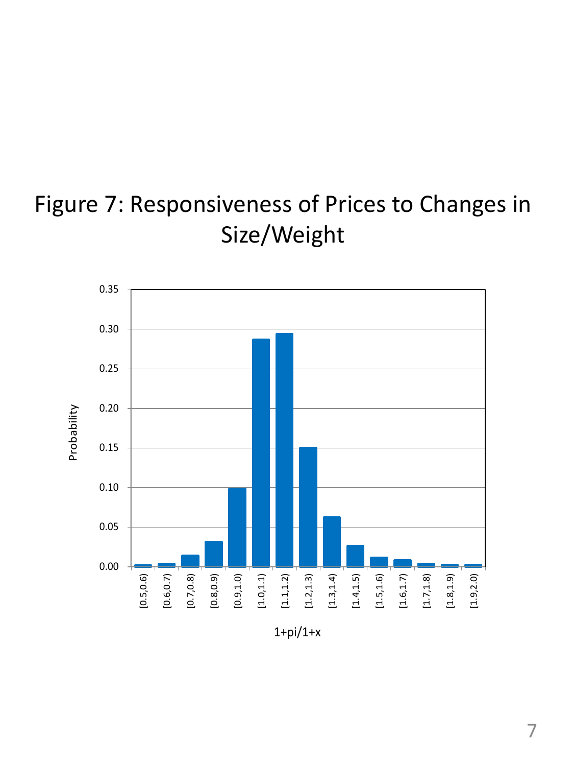# Figure 7: Responsiveness of Prices to Changes in Size/Weight

| 1+pi/1+x | Probability |
| --- | --- |
| [0.5,0.6) | 0.003 |
| [0.6,0.7) | 0.005 |
| [0.7,0.8) | 0.015 |
| [0.8,0.9) | 0.032 |
| [0.9,1.0) | 0.099 |
| [1.0,1.1) | 0.287 |
| [1.1,1.2) | 0.294 |
| [1.2,1.3) | 0.151 |
| [1.3,1.4) | 0.063 |
| [1.4,1.5) | 0.027 |
| [1.5,1.6) | 0.012 |
| [1.6,1.7) | 0.009 |
| [1.7,1.8) | 0.005 |
| [1.8,1.9) | 0.004 |
| [1.9,2.0) | 0.004 |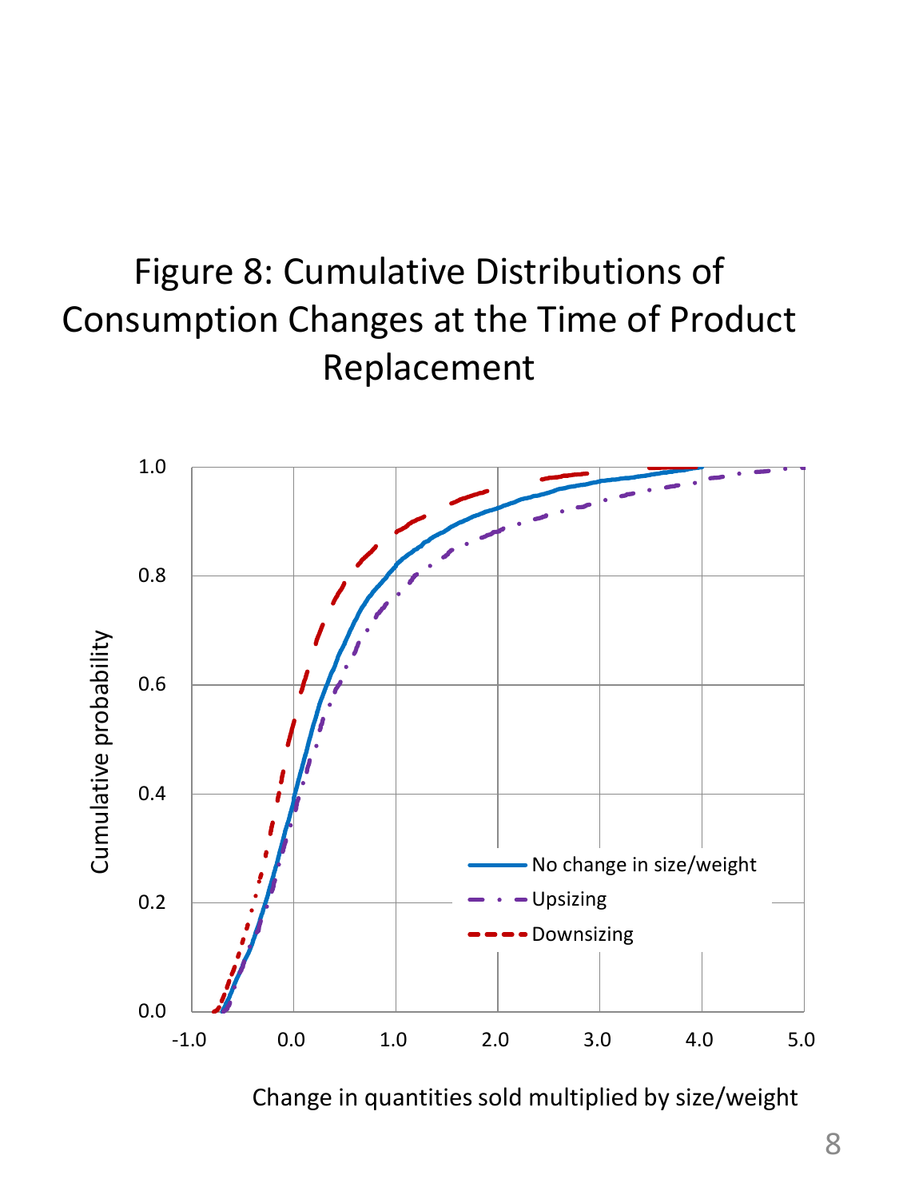# Figure 8: Cumulative Distributions of Consumption Changes at the Time of Product Replacement

1.0
0.8
0.6
0.4
0.2
0.0

Cumulative probability

-1.0
0.0
1.0
2.0
3.0
4.0
5.0

Change in quantities sold multiplied by size/weight

No change in size/weight
Upsizing
Downsizing